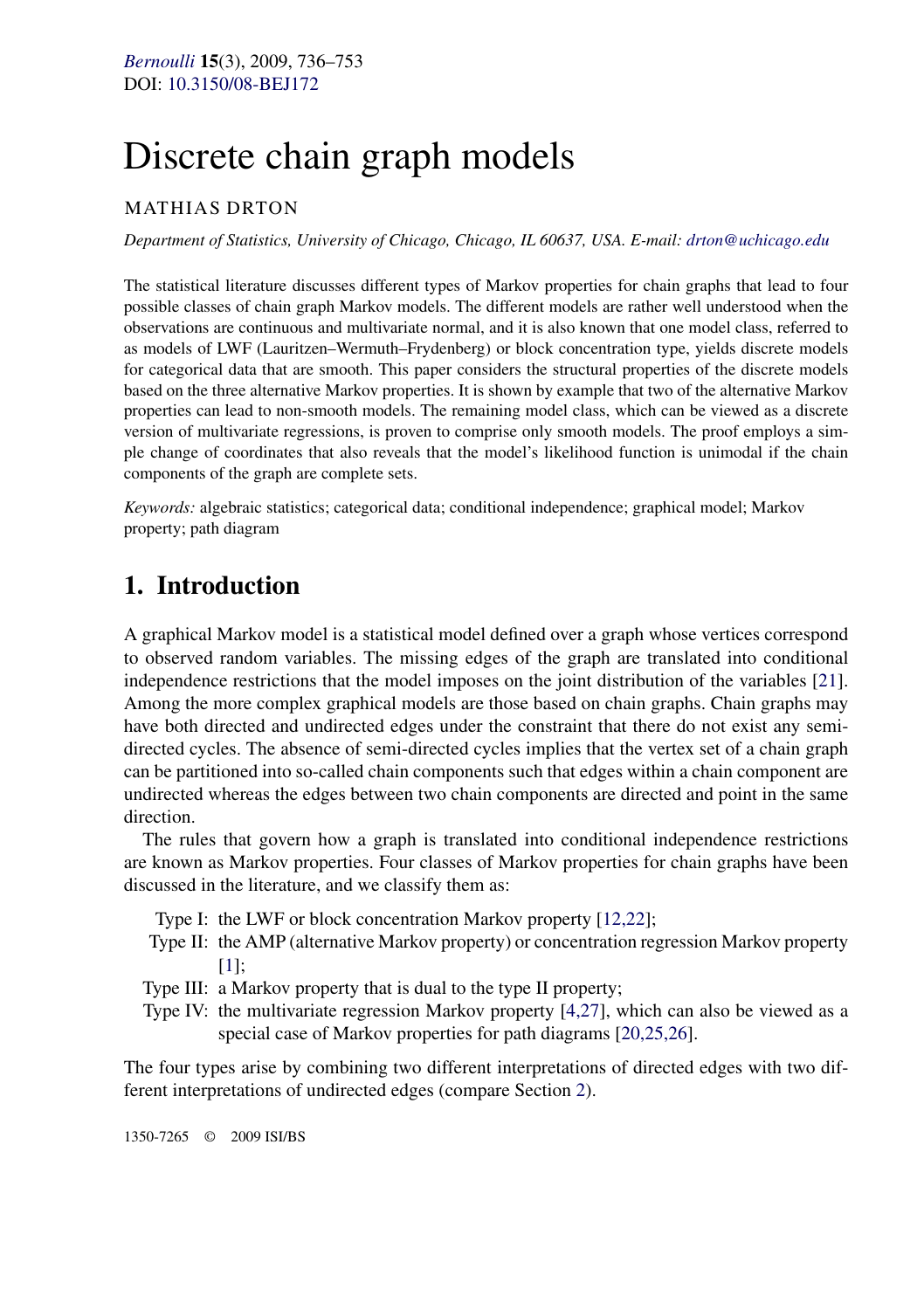# Discrete chain graph models

MATHIAS DRTON

*Department of Statistics, University of Chicago, Chicago, IL 60637, USA. E-mail: drton@uchicago.edu*

The statistical literature discusses different types of Markov properties for chain graphs that lead to four possible classes of chain graph Markov models. The different models are rather well understood when the observations are continuous and multivariate normal, and it is also known that one model class, referred to as models of LWF (Lauritzen–Wermuth–Frydenberg) or block concentration type, yields discrete models for categorical data that are smooth. This paper considers the structural properties of the discrete models based on the three alternative Markov properties. It is shown by example that two of the alternative Markov properties can lead to non-smooth models. The remaining model class, which can be viewed as a discrete version of multivariate regressions, is proven to comprise only smooth models. The proof employs a simple change of coordinates that also reveals that the model's likelihood function is unimodal if the chain components of the graph are complete sets.

*Keywords:* algebraic statistics; categorical data; conditional independence; graphical model; Markov property; path diagram

## 1. Introduction

A graphical Markov model is a statistical model defined over a graph whose vertices correspond to observed random variables. The missing edges of the graph are translated into conditional independence restrictions that the model imposes on the joint distribution of the variables [21]. Among the more complex graphical models are those based on chain graphs. Chain graphs may have both directed and undirected edges under the constraint that there do not exist any semi-directed cycles. The absence of semi-directed cycles implies that the vertex set of a chain graph can be partitioned into so-called chain components such that edges within a chain component are undirected whereas the edges between two chain components are directed and point in the same direction.

The rules that govern how a graph is translated into conditional independence restrictions are known as Markov properties. Four classes of Markov properties for chain graphs have been discussed in the literature, and we classify them as:

- Type I: the LWF or block concentration Markov property [12,22];
- Type II: the AMP (alternative Markov property) or concentration regression Markov property [1];
- Type III: a Markov property that is dual to the type II property;
- Type IV: the multivariate regression Markov property [4,27], which can also be viewed as a special case of Markov properties for path diagrams [20,25,26].

The four types arise by combining two different interpretations of directed edges with two different interpretations of undirected edges (compare Section 2).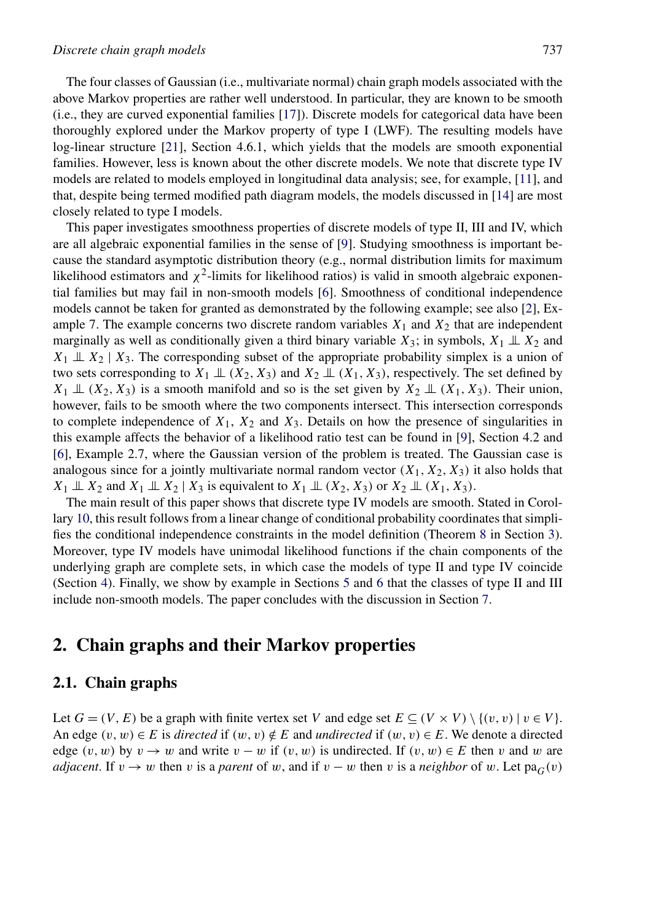The four classes of Gaussian (i.e., multivariate normal) chain graph models associated with the above Markov properties are rather well understood. In particular, they are known to be smooth (i.e., they are curved exponential families [17]). Discrete models for categorical data have been thoroughly explored under the Markov property of type I (LWF). The resulting models have log-linear structure [21], Section 4.6.1, which yields that the models are smooth exponential families. However, less is known about the other discrete models. We note that discrete type IV models are related to models employed in longitudinal data analysis; see, for example, [11], and that, despite being termed modified path diagram models, the models discussed in [14] are most closely related to type I models.

This paper investigates smoothness properties of discrete models of type II, III and IV, which are all algebraic exponential families in the sense of [9]. Studying smoothness is important because the standard asymptotic distribution theory (e.g., normal distribution limits for maximum likelihood estimators and $\chi^2$-limits for likelihood ratios) is valid in smooth algebraic exponential families but may fail in non-smooth models [6]. Smoothness of conditional independence models cannot be taken for granted as demonstrated by the following example; see also [2], Example 7. The example concerns two discrete random variables $X_1$ and $X_2$ that are independent marginally as well as conditionally given a third binary variable $X_3$; in symbols, $X_1 \perp\!\!\!\perp X_2$ and $X_1 \perp\!\!\!\perp X_2 \mid X_3$. The corresponding subset of the appropriate probability simplex is a union of two sets corresponding to $X_1 \perp\!\!\!\perp (X_2, X_3)$ and $X_2 \perp\!\!\!\perp (X_1, X_3)$, respectively. The set defined by $X_1 \perp\!\!\!\perp (X_2, X_3)$ is a smooth manifold and so is the set given by $X_2 \perp\!\!\!\perp (X_1, X_3)$. Their union, however, fails to be smooth where the two components intersect. This intersection corresponds to complete independence of $X_1$, $X_2$ and $X_3$. Details on how the presence of singularities in this example affects the behavior of a likelihood ratio test can be found in [9], Section 4.2 and [6], Example 2.7, where the Gaussian version of the problem is treated. The Gaussian case is analogous since for a jointly multivariate normal random vector $(X_1, X_2, X_3)$ it also holds that $X_1 \perp\!\!\!\perp X_2$ and $X_1 \perp\!\!\!\perp X_2 \mid X_3$ is equivalent to $X_1 \perp\!\!\!\perp (X_2, X_3)$ or $X_2 \perp\!\!\!\perp (X_1, X_3)$.

The main result of this paper shows that discrete type IV models are smooth. Stated in Corollary 10, this result follows from a linear change of conditional probability coordinates that simplifies the conditional independence constraints in the model definition (Theorem 8 in Section 3). Moreover, type IV models have unimodal likelihood functions if the chain components of the underlying graph are complete sets, in which case the models of type II and type IV coincide (Section 4). Finally, we show by example in Sections 5 and 6 that the classes of type II and III include non-smooth models. The paper concludes with the discussion in Section 7.

## 2. Chain graphs and their Markov properties

### 2.1. Chain graphs

Let $G = (V, E)$ be a graph with finite vertex set $V$ and edge set $E \subseteq (V \times V) \setminus \{(v, v) \mid v \in V\}$. An edge $(v, w) \in E$ is *directed* if $(w, v) \notin E$ and *undirected* if $(w, v) \in E$. We denote a directed edge $(v, w)$ by $v \to w$ and write $v - w$ if $(v, w)$ is undirected. If $(v, w) \in E$ then $v$ and $w$ are *adjacent*. If $v \to w$ then $v$ is a *parent* of $w$, and if $v - w$ then $v$ is a *neighbor* of $w$. Let $\mathrm{pa}_G(v)$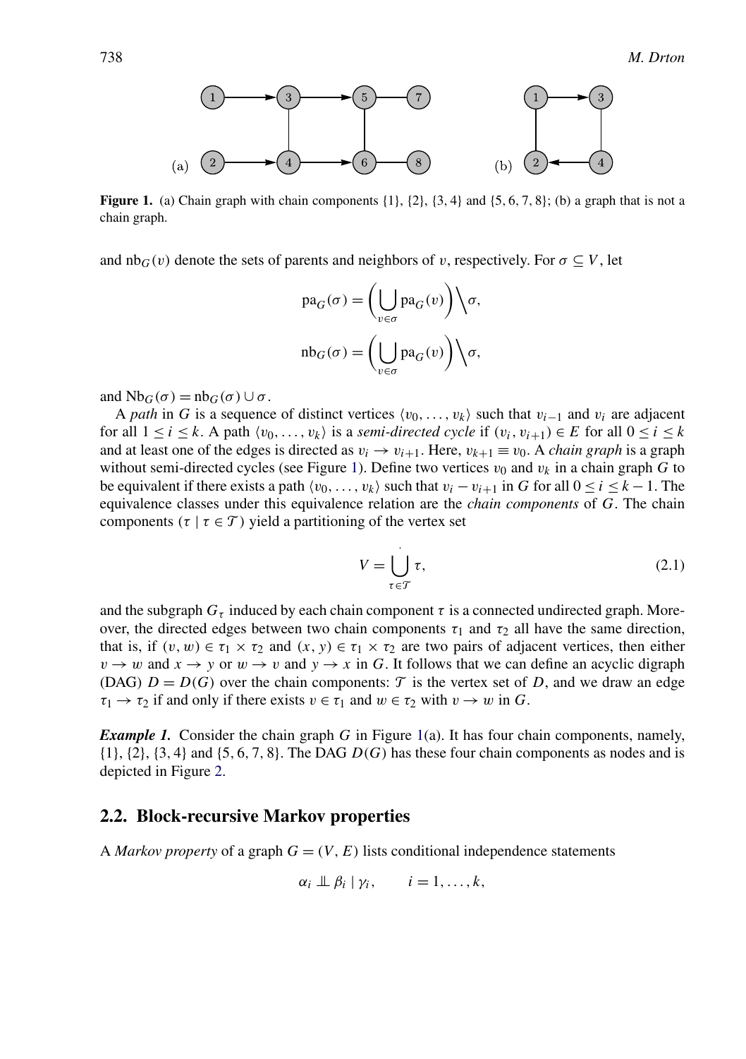**Figure 1.** (a) Chain graph with chain components {1}, {2}, {3, 4} and {5, 6, 7, 8}; (b) a graph that is not a chain graph.

and $\mathrm{nb}_G(v)$ denote the sets of parents and neighbors of $v$, respectively. For $\sigma \subseteq V$, let

$$\mathrm{pa}_G(\sigma) = \left( \bigcup_{v \in \sigma} \mathrm{pa}_G(v) \right) \Big\backslash \sigma,$$

$$\mathrm{nb}_G(\sigma) = \left( \bigcup_{v \in \sigma} \mathrm{pa}_G(v) \right) \Big\backslash \sigma,$$

and $\mathrm{Nb}_G(\sigma) = \mathrm{nb}_G(\sigma) \cup \sigma$.

A *path* in $G$ is a sequence of distinct vertices $\langle v_0, \ldots, v_k \rangle$ such that $v_{i-1}$ and $v_i$ are adjacent for all $1 \le i \le k$. A path $\langle v_0, \ldots, v_k \rangle$ is a *semi-directed cycle* if $(v_i, v_{i+1}) \in E$ for all $0 \le i \le k$ and at least one of the edges is directed as $v_i \to v_{i+1}$. Here, $v_{k+1} \equiv v_0$. A *chain graph* is a graph without semi-directed cycles (see Figure 1). Define two vertices $v_0$ and $v_k$ in a chain graph $G$ to be equivalent if there exists a path $\langle v_0, \ldots, v_k \rangle$ such that $v_i - v_{i+1}$ in $G$ for all $0 \le i \le k-1$. The equivalence classes under this equivalence relation are the *chain components* of $G$. The chain components $(\tau \mid \tau \in \mathcal{T})$ yield a partitioning of the vertex set

$$V = \dot{\bigcup_{\tau \in \mathcal{T}}} \tau, \tag{2.1}$$

and the subgraph $G_\tau$ induced by each chain component $\tau$ is a connected undirected graph. Moreover, the directed edges between two chain components $\tau_1$ and $\tau_2$ all have the same direction, that is, if $(v, w) \in \tau_1 \times \tau_2$ and $(x, y) \in \tau_1 \times \tau_2$ are two pairs of adjacent vertices, then either $v \to w$ and $x \to y$ or $w \to v$ and $y \to x$ in $G$. It follows that we can define an acyclic digraph (DAG) $D = D(G)$ over the chain components: $\mathcal{T}$ is the vertex set of $D$, and we draw an edge $\tau_1 \to \tau_2$ if and only if there exists $v \in \tau_1$ and $w \in \tau_2$ with $v \to w$ in $G$.

***Example 1.*** Consider the chain graph $G$ in Figure 1(a). It has four chain components, namely, {1}, {2}, {3, 4} and {5, 6, 7, 8}. The DAG $D(G)$ has these four chain components as nodes and is depicted in Figure 2.

## 2.2. Block-recursive Markov properties

A *Markov property* of a graph $G = (V, E)$ lists conditional independence statements

$$\alpha_i \perp\!\!\!\perp \beta_i \mid \gamma_i, \qquad i = 1, \ldots, k,$$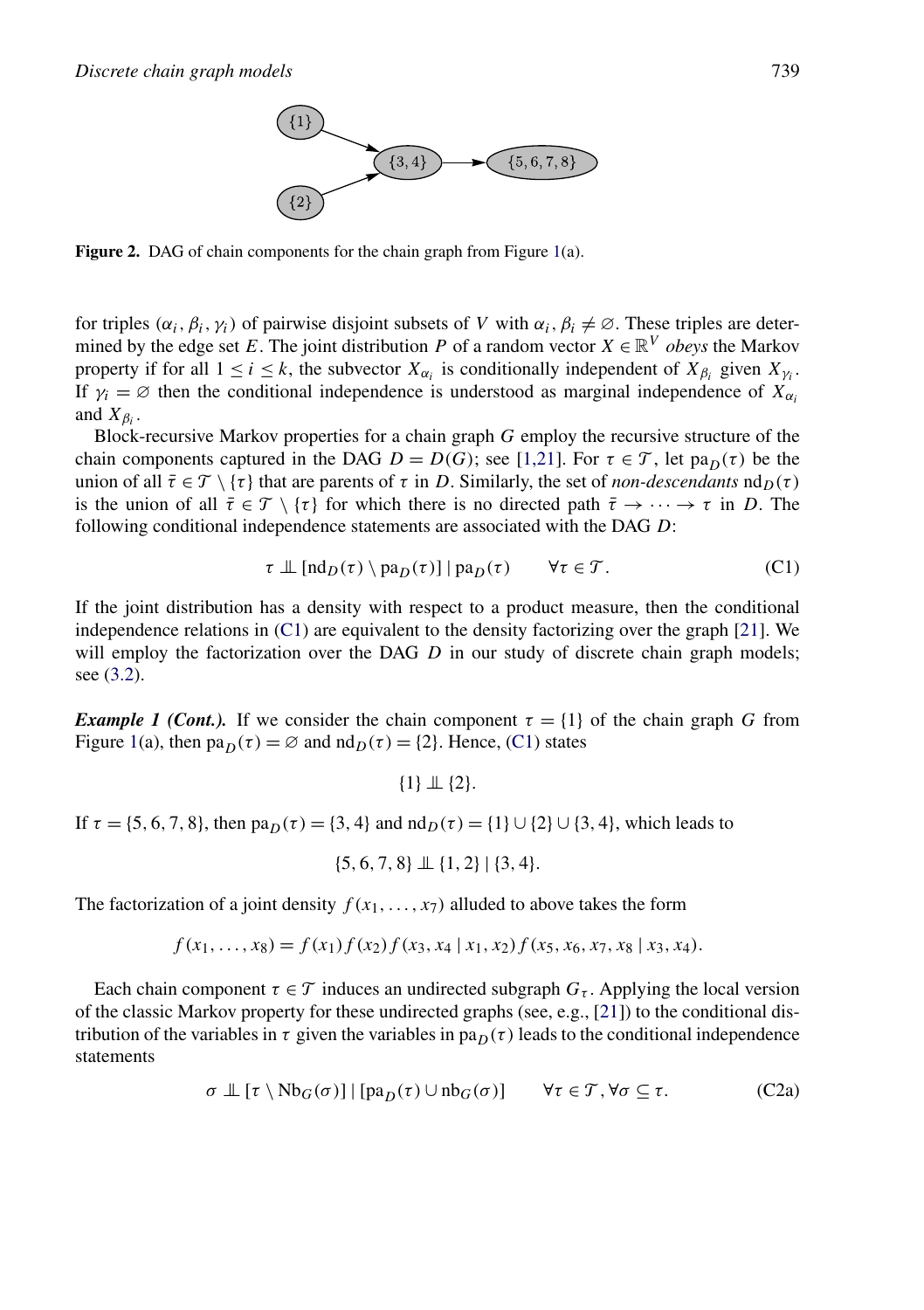**Figure 2.** DAG of chain components for the chain graph from Figure 1(a).

for triples $(\alpha_i, \beta_i, \gamma_i)$ of pairwise disjoint subsets of $V$ with $\alpha_i, \beta_i \neq \varnothing$. These triples are determined by the edge set $E$. The joint distribution $P$ of a random vector $X \in \mathbb{R}^V$ *obeys* the Markov property if for all $1 \leq i \leq k$, the subvector $X_{\alpha_i}$ is conditionally independent of $X_{\beta_i}$ given $X_{\gamma_i}$. If $\gamma_i = \varnothing$ then the conditional independence is understood as marginal independence of $X_{\alpha_i}$ and $X_{\beta_i}$.

Block-recursive Markov properties for a chain graph $G$ employ the recursive structure of the chain components captured in the DAG $D = D(G)$; see [1,21]. For $\tau \in \mathcal{T}$, let $\mathrm{pa}_D(\tau)$ be the union of all $\bar{\tau} \in \mathcal{T} \setminus \{\tau\}$ that are parents of $\tau$ in $D$. Similarly, the set of *non-descendants* $\mathrm{nd}_D(\tau)$ is the union of all $\bar{\tau} \in \mathcal{T} \setminus \{\tau\}$ for which there is no directed path $\bar{\tau} \to \cdots \to \tau$ in $D$. The following conditional independence statements are associated with the DAG $D$:

$$\tau \perp\!\!\!\perp [\mathrm{nd}_D(\tau) \setminus \mathrm{pa}_D(\tau)] \mid \mathrm{pa}_D(\tau) \qquad \forall \tau \in \mathcal{T}. \tag{C1}$$

If the joint distribution has a density with respect to a product measure, then the conditional independence relations in (C1) are equivalent to the density factorizing over the graph [21]. We will employ the factorization over the DAG $D$ in our study of discrete chain graph models; see (3.2).

***Example 1 (Cont.).*** If we consider the chain component $\tau = \{1\}$ of the chain graph $G$ from Figure 1(a), then $\mathrm{pa}_D(\tau) = \varnothing$ and $\mathrm{nd}_D(\tau) = \{2\}$. Hence, (C1) states

$$\{1\} \perp\!\!\!\perp \{2\}.$$

If $\tau = \{5, 6, 7, 8\}$, then $\mathrm{pa}_D(\tau) = \{3, 4\}$ and $\mathrm{nd}_D(\tau) = \{1\} \cup \{2\} \cup \{3, 4\}$, which leads to

$$\{5, 6, 7, 8\} \perp\!\!\!\perp \{1, 2\} \mid \{3, 4\}.$$

The factorization of a joint density $f(x_1, \ldots, x_7)$ alluded to above takes the form

$$f(x_1, \ldots, x_8) = f(x_1) f(x_2) f(x_3, x_4 \mid x_1, x_2) f(x_5, x_6, x_7, x_8 \mid x_3, x_4).$$

Each chain component $\tau \in \mathcal{T}$ induces an undirected subgraph $G_\tau$. Applying the local version of the classic Markov property for these undirected graphs (see, e.g., [21]) to the conditional distribution of the variables in $\tau$ given the variables in $\mathrm{pa}_D(\tau)$ leads to the conditional independence statements

$$\sigma \perp\!\!\!\perp [\tau \setminus \mathrm{Nb}_G(\sigma)] \mid [\mathrm{pa}_D(\tau) \cup \mathrm{nb}_G(\sigma)] \qquad \forall \tau \in \mathcal{T}, \forall \sigma \subseteq \tau. \tag{C2a}$$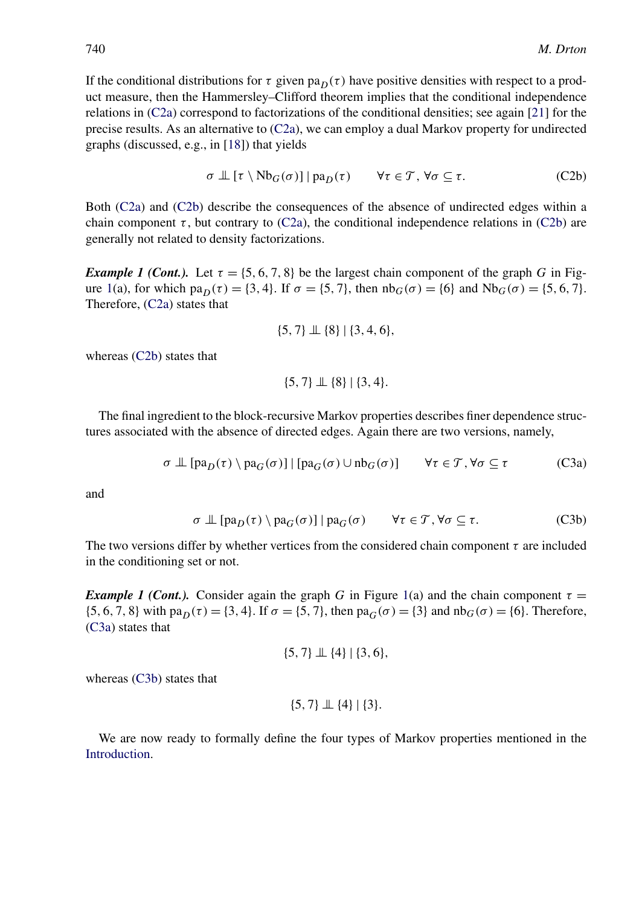If the conditional distributions for $\tau$ given $\mathrm{pa}_D(\tau)$ have positive densities with respect to a product measure, then the Hammersley–Clifford theorem implies that the conditional independence relations in (C2a) correspond to factorizations of the conditional densities; see again [21] for the precise results. As an alternative to (C2a), we can employ a dual Markov property for undirected graphs (discussed, e.g., in [18]) that yields

$$\sigma \perp\!\!\!\perp [\tau \setminus \mathrm{Nb}_G(\sigma)] \mid \mathrm{pa}_D(\tau) \qquad \forall \tau \in \mathcal{T}, \forall \sigma \subseteq \tau. \tag{C2b}$$

Both (C2a) and (C2b) describe the consequences of the absence of undirected edges within a chain component $\tau$, but contrary to (C2a), the conditional independence relations in (C2b) are generally not related to density factorizations.

***Example 1 (Cont.).*** Let $\tau = \{5, 6, 7, 8\}$ be the largest chain component of the graph $G$ in Figure 1(a), for which $\mathrm{pa}_D(\tau) = \{3, 4\}$. If $\sigma = \{5, 7\}$, then $\mathrm{nb}_G(\sigma) = \{6\}$ and $\mathrm{Nb}_G(\sigma) = \{5, 6, 7\}$. Therefore, (C2a) states that

$$\{5, 7\} \perp\!\!\!\perp \{8\} \mid \{3, 4, 6\},$$

whereas (C2b) states that

$$\{5, 7\} \perp\!\!\!\perp \{8\} \mid \{3, 4\}.$$

The final ingredient to the block-recursive Markov properties describes finer dependence structures associated with the absence of directed edges. Again there are two versions, namely,

$$\sigma \perp\!\!\!\perp [\mathrm{pa}_D(\tau) \setminus \mathrm{pa}_G(\sigma)] \mid [\mathrm{pa}_G(\sigma) \cup \mathrm{nb}_G(\sigma)] \qquad \forall \tau \in \mathcal{T}, \forall \sigma \subseteq \tau \tag{C3a}$$

and

$$\sigma \perp\!\!\!\perp [\mathrm{pa}_D(\tau) \setminus \mathrm{pa}_G(\sigma)] \mid \mathrm{pa}_G(\sigma) \qquad \forall \tau \in \mathcal{T}, \forall \sigma \subseteq \tau. \tag{C3b}$$

The two versions differ by whether vertices from the considered chain component $\tau$ are included in the conditioning set or not.

***Example 1 (Cont.).*** Consider again the graph $G$ in Figure 1(a) and the chain component $\tau = \{5, 6, 7, 8\}$ with $\mathrm{pa}_D(\tau) = \{3, 4\}$. If $\sigma = \{5, 7\}$, then $\mathrm{pa}_G(\sigma) = \{3\}$ and $\mathrm{nb}_G(\sigma) = \{6\}$. Therefore, (C3a) states that

$$\{5, 7\} \perp\!\!\!\perp \{4\} \mid \{3, 6\},$$

whereas (C3b) states that

$$\{5, 7\} \perp\!\!\!\perp \{4\} \mid \{3\}.$$

We are now ready to formally define the four types of Markov properties mentioned in the Introduction.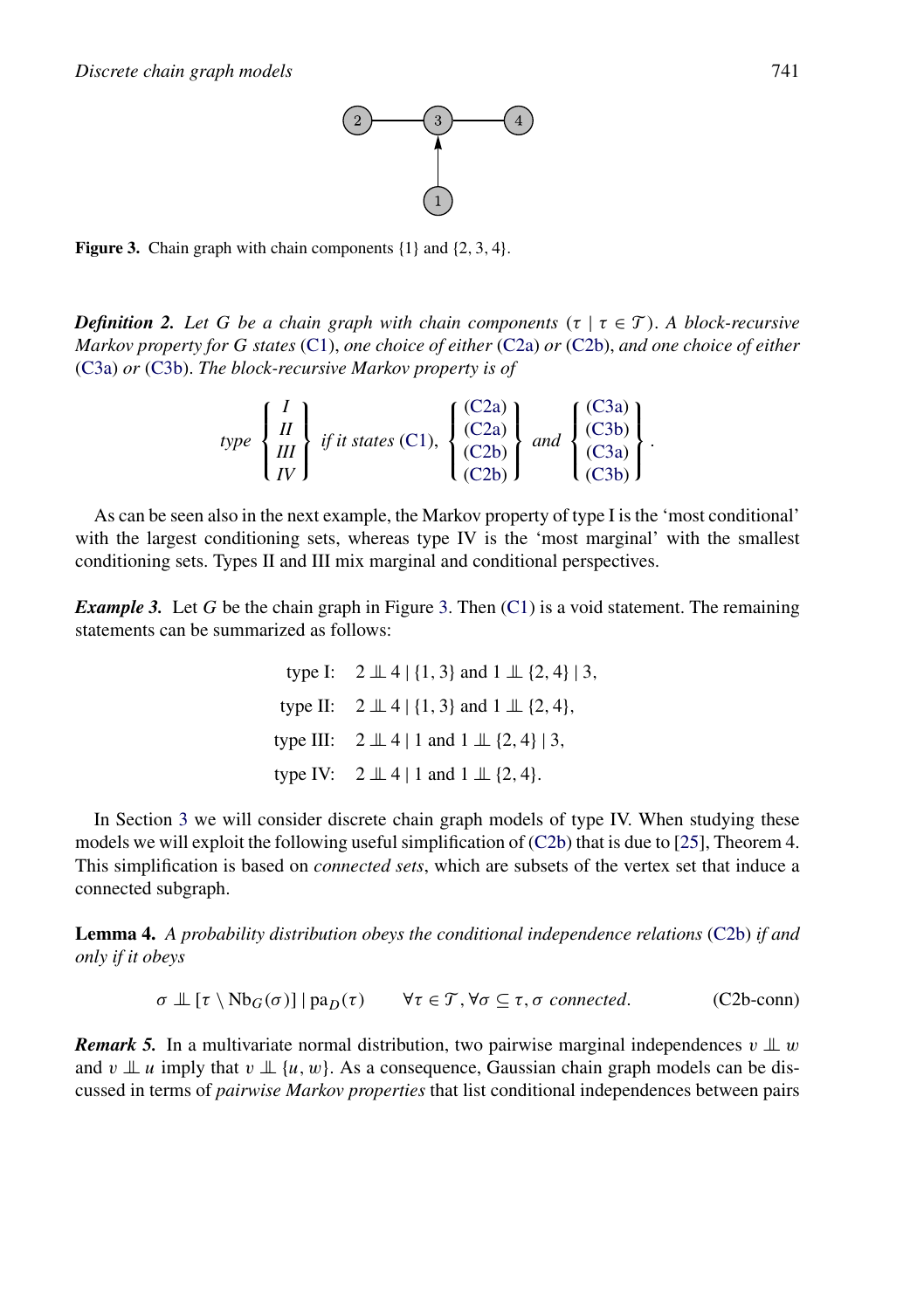**Figure 3.** Chain graph with chain components {1} and {2, 3, 4}.

***Definition 2.*** *Let $G$ be a chain graph with chain components $(\tau \mid \tau \in \mathcal{T})$. A block-recursive Markov property for $G$ states (C1), one choice of either (C2a) or (C2b), and one choice of either (C3a) or (C3b). The block-recursive Markov property is of*

$$\text{type} \left\{ \begin{array}{c} I \\ II \\ III \\ IV \end{array} \right\} \text{ if it states (C1), } \left\{ \begin{array}{c} \text{(C2a)} \\ \text{(C2a)} \\ \text{(C2b)} \\ \text{(C2b)} \end{array} \right\} \text{ and } \left\{ \begin{array}{c} \text{(C3a)} \\ \text{(C3b)} \\ \text{(C3a)} \\ \text{(C3b)} \end{array} \right\}.$$

As can be seen also in the next example, the Markov property of type I is the 'most conditional' with the largest conditioning sets, whereas type IV is the 'most marginal' with the smallest conditioning sets. Types II and III mix marginal and conditional perspectives.

***Example 3.*** Let $G$ be the chain graph in Figure 3. Then (C1) is a void statement. The remaining statements can be summarized as follows:

$$\begin{aligned}
\text{type I:} &\quad 2 \perp\!\!\!\perp 4 \mid \{1, 3\} \text{ and } 1 \perp\!\!\!\perp \{2, 4\} \mid 3, \\
\text{type II:} &\quad 2 \perp\!\!\!\perp 4 \mid \{1, 3\} \text{ and } 1 \perp\!\!\!\perp \{2, 4\}, \\
\text{type III:} &\quad 2 \perp\!\!\!\perp 4 \mid 1 \text{ and } 1 \perp\!\!\!\perp \{2, 4\} \mid 3, \\
\text{type IV:} &\quad 2 \perp\!\!\!\perp 4 \mid 1 \text{ and } 1 \perp\!\!\!\perp \{2, 4\}.
\end{aligned}$$

In Section 3 we will consider discrete chain graph models of type IV. When studying these models we will exploit the following useful simplification of (C2b) that is due to [25], Theorem 4. This simplification is based on *connected sets*, which are subsets of the vertex set that induce a connected subgraph.

**Lemma 4.** *A probability distribution obeys the conditional independence relations (C2b) if and only if it obeys*

$$\sigma \perp\!\!\!\perp [\tau \setminus \mathrm{Nb}_G(\sigma)] \mid \mathrm{pa}_D(\tau) \qquad \forall \tau \in \mathcal{T}, \forall \sigma \subseteq \tau, \sigma \text{ connected.} \tag{C2b-conn}$$

***Remark 5.*** In a multivariate normal distribution, two pairwise marginal independences $v \perp\!\!\!\perp w$ and $v \perp\!\!\!\perp u$ imply that $v \perp\!\!\!\perp \{u, w\}$. As a consequence, Gaussian chain graph models can be discussed in terms of *pairwise Markov properties* that list conditional independences between pairs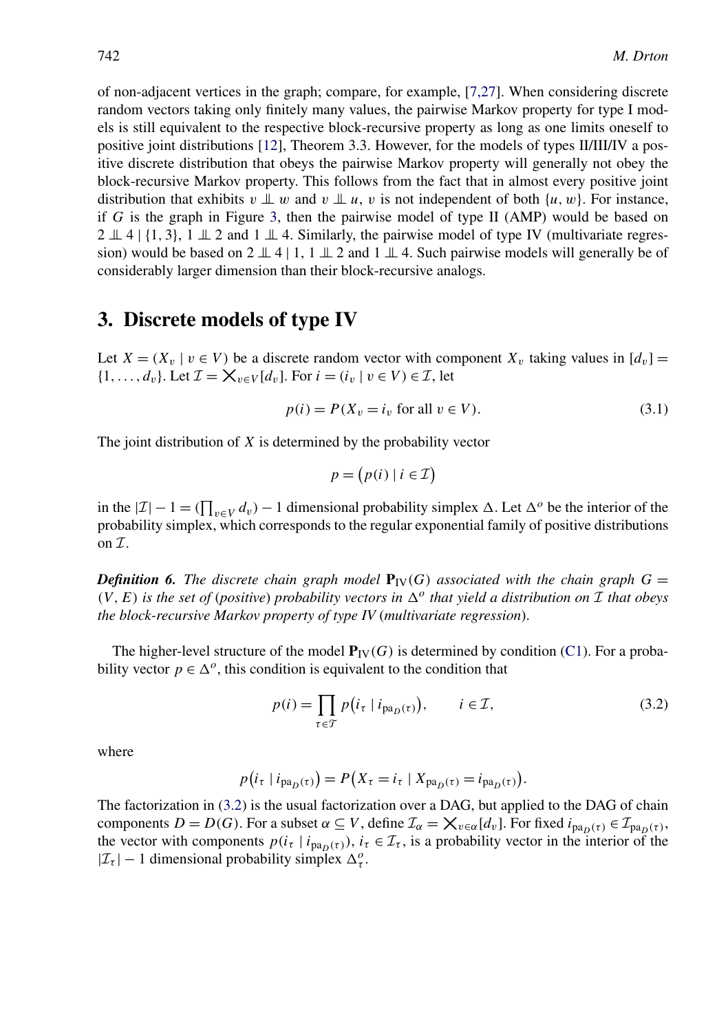of non-adjacent vertices in the graph; compare, for example, [7,27]. When considering discrete random vectors taking only finitely many values, the pairwise Markov property for type I models is still equivalent to the respective block-recursive property as long as one limits oneself to positive joint distributions [12], Theorem 3.3. However, for the models of types II/III/IV a positive discrete distribution that obeys the pairwise Markov property will generally not obey the block-recursive Markov property. This follows from the fact that in almost every positive joint distribution that exhibits $v \perp\!\!\!\perp w$ and $v \perp\!\!\!\perp u$, $v$ is not independent of both $\{u, w\}$. For instance, if $G$ is the graph in Figure 3, then the pairwise model of type II (AMP) would be based on $2 \perp\!\!\!\perp 4 \mid \{1, 3\}$, $1 \perp\!\!\!\perp 2$ and $1 \perp\!\!\!\perp 4$. Similarly, the pairwise model of type IV (multivariate regression) would be based on $2 \perp\!\!\!\perp 4 \mid 1$, $1 \perp\!\!\!\perp 2$ and $1 \perp\!\!\!\perp 4$. Such pairwise models will generally be of considerably larger dimension than their block-recursive analogs.

## 3. Discrete models of type IV

Let $X = (X_v \mid v \in V)$ be a discrete random vector with component $X_v$ taking values in $[d_v] = \{1, \dots, d_v\}$. Let $\mathcal{I} = \times_{v \in V} [d_v]$. For $i = (i_v \mid v \in V) \in \mathcal{I}$, let

$$p(i) = P(X_v = i_v \text{ for all } v \in V). \tag{3.1}$$

The joint distribution of $X$ is determined by the probability vector

$$p = \big(p(i) \mid i \in \mathcal{I}\big)$$

in the $|\mathcal{I}| - 1 = (\prod_{v \in V} d_v) - 1$ dimensional probability simplex $\Delta$. Let $\Delta^o$ be the interior of the probability simplex, which corresponds to the regular exponential family of positive distributions on $\mathcal{I}$.

***Definition 6.*** *The discrete chain graph model $\mathbf{P}_{\mathrm{IV}}(G)$ associated with the chain graph $G = (V, E)$ is the set of (positive) probability vectors in $\Delta^o$ that yield a distribution on $\mathcal{I}$ that obeys the block-recursive Markov property of type IV (multivariate regression).*

The higher-level structure of the model $\mathbf{P}_{\mathrm{IV}}(G)$ is determined by condition (C1). For a probability vector $p \in \Delta^o$, this condition is equivalent to the condition that

$$p(i) = \prod_{\tau \in \mathcal{T}} p\big(i_\tau \mid i_{\mathrm{pa}_D(\tau)}\big), \qquad i \in \mathcal{I}, \tag{3.2}$$

where

$$p\big(i_\tau \mid i_{\mathrm{pa}_D(\tau)}\big) = P\big(X_\tau = i_\tau \mid X_{\mathrm{pa}_D(\tau)} = i_{\mathrm{pa}_D(\tau)}\big).$$

The factorization in (3.2) is the usual factorization over a DAG, but applied to the DAG of chain components $D = D(G)$. For a subset $\alpha \subseteq V$, define $\mathcal{I}_\alpha = \times_{v \in \alpha} [d_v]$. For fixed $i_{\mathrm{pa}_D(\tau)} \in \mathcal{I}_{\mathrm{pa}_D(\tau)}$, the vector with components $p(i_\tau \mid i_{\mathrm{pa}_D(\tau)})$, $i_\tau \in \mathcal{I}_\tau$, is a probability vector in the interior of the $|\mathcal{I}_\tau| - 1$ dimensional probability simplex $\Delta_\tau^o$.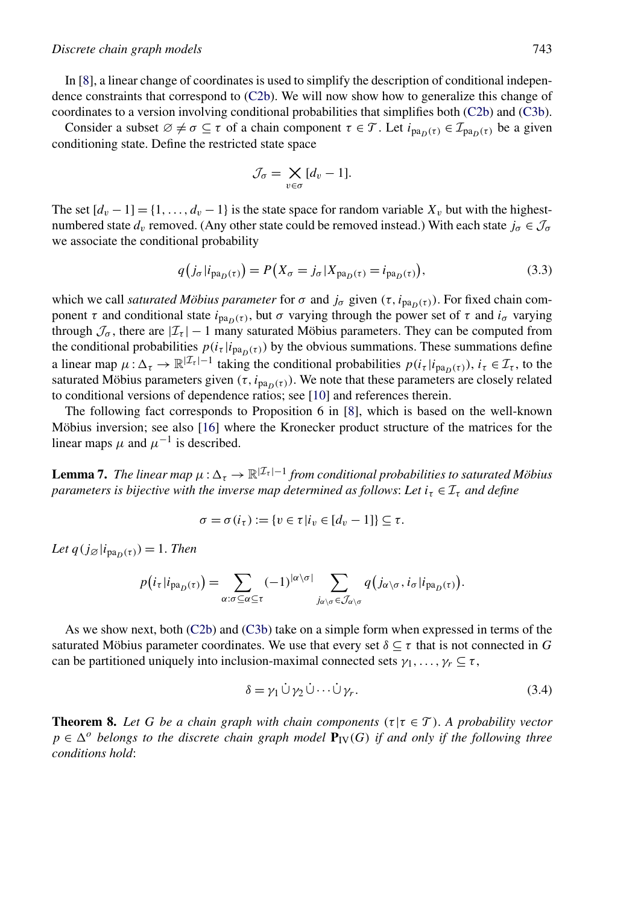In [8], a linear change of coordinates is used to simplify the description of conditional independence constraints that correspond to (C2b). We will now show how to generalize this change of coordinates to a version involving conditional probabilities that simplifies both (C2b) and (C3b).

Consider a subset $\varnothing \neq \sigma \subseteq \tau$ of a chain component $\tau \in \mathcal{T}$. Let $i_{\mathrm{pa}_D(\tau)} \in \mathcal{I}_{\mathrm{pa}_D(\tau)}$ be a given conditioning state. Define the restricted state space

$$\mathcal{J}_\sigma = \bigtimes_{v\in\sigma} [d_v - 1].$$

The set $[d_v - 1] = \{1, \dots, d_v - 1\}$ is the state space for random variable $X_v$ but with the highest-numbered state $d_v$ removed. (Any other state could be removed instead.) With each state $j_\sigma \in \mathcal{J}_\sigma$ we associate the conditional probability

$$q\big(j_\sigma | i_{\mathrm{pa}_D(\tau)}\big) = P\big(X_\sigma = j_\sigma | X_{\mathrm{pa}_D(\tau)} = i_{\mathrm{pa}_D(\tau)}\big), \tag{3.3}$$

which we call *saturated Möbius parameter* for $\sigma$ and $j_\sigma$ given $(\tau, i_{\mathrm{pa}_D(\tau)})$. For fixed chain component $\tau$ and conditional state $i_{\mathrm{pa}_D(\tau)}$, but $\sigma$ varying through the power set of $\tau$ and $i_\sigma$ varying through $\mathcal{J}_\sigma$, there are $|\mathcal{I}_\tau| - 1$ many saturated Möbius parameters. They can be computed from the conditional probabilities $p(i_\tau | i_{\mathrm{pa}_D(\tau)})$ by the obvious summations. These summations define a linear map $\mu : \Delta_\tau \to \mathbb{R}^{|\mathcal{I}_\tau|-1}$ taking the conditional probabilities $p(i_\tau | i_{\mathrm{pa}_D(\tau)})$, $i_\tau \in \mathcal{I}_\tau$, to the saturated Möbius parameters given $(\tau, i_{\mathrm{pa}_D(\tau)})$. We note that these parameters are closely related to conditional versions of dependence ratios; see [10] and references therein.

The following fact corresponds to Proposition 6 in [8], which is based on the well-known Möbius inversion; see also [16] where the Kronecker product structure of the matrices for the linear maps $\mu$ and $\mu^{-1}$ is described.

**Lemma 7.** *The linear map $\mu : \Delta_\tau \to \mathbb{R}^{|\mathcal{I}_\tau|-1}$ from conditional probabilities to saturated Möbius parameters is bijective with the inverse map determined as follows: Let $i_\tau \in \mathcal{I}_\tau$ and define*

$$\sigma = \sigma(i_\tau) := \{v \in \tau | i_v \in [d_v - 1]\} \subseteq \tau.$$

*Let $q(j_\varnothing | i_{\mathrm{pa}_D(\tau)}) = 1$. Then*

$$p\big(i_\tau | i_{\mathrm{pa}_D(\tau)}\big) = \sum_{\alpha:\sigma\subseteq\alpha\subseteq\tau} (-1)^{|\alpha\setminus\sigma|} \sum_{j_{\alpha\setminus\sigma}\in\mathcal{J}_{\alpha\setminus\sigma}} q\big(j_{\alpha\setminus\sigma}, i_\sigma | i_{\mathrm{pa}_D(\tau)}\big).$$

As we show next, both (C2b) and (C3b) take on a simple form when expressed in terms of the saturated Möbius parameter coordinates. We use that every set $\delta \subseteq \tau$ that is not connected in $G$ can be partitioned uniquely into inclusion-maximal connected sets $\gamma_1, \dots, \gamma_r \subseteq \tau$,

$$\delta = \gamma_1 \,\dot\cup\, \gamma_2 \,\dot\cup \cdots \dot\cup\, \gamma_r. \tag{3.4}$$

**Theorem 8.** *Let $G$ be a chain graph with chain components $(\tau | \tau \in \mathcal{T})$. A probability vector $p \in \Delta^o$ belongs to the discrete chain graph model $\mathbf{P}_{\mathrm{IV}}(G)$ if and only if the following three conditions hold:*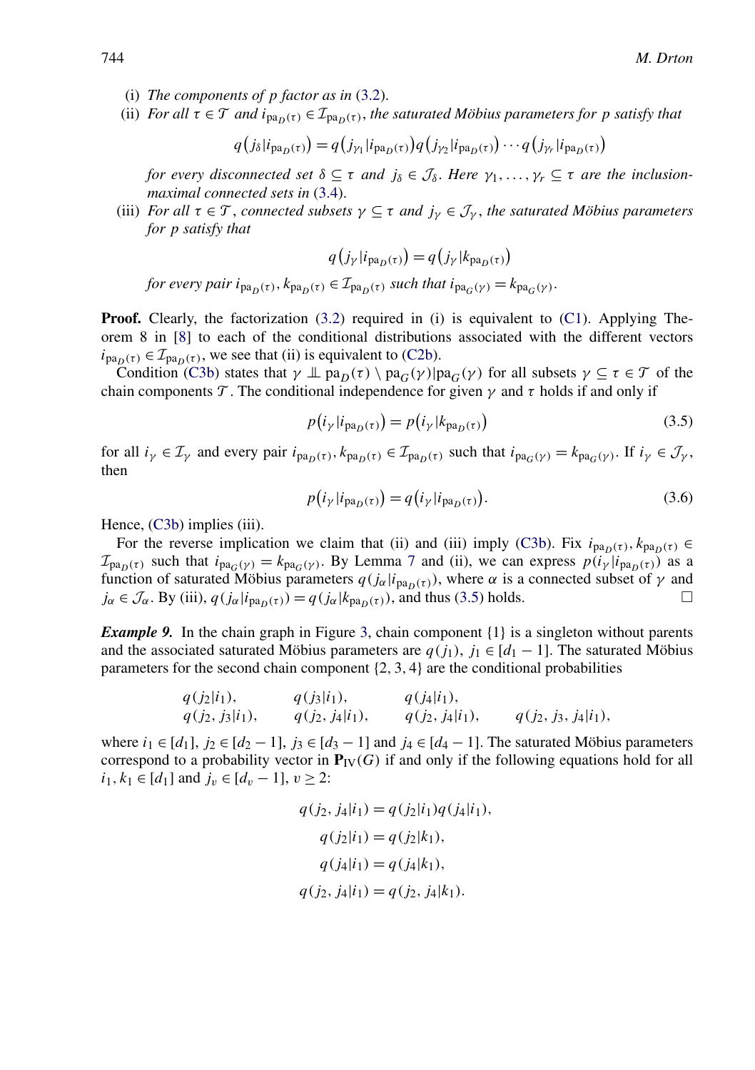(i) *The components of* $p$ *factor as in* (3.2).

(ii) *For all* $\tau \in \mathcal{T}$ *and* $i_{\mathrm{pa}_D(\tau)} \in \mathcal{I}_{\mathrm{pa}_D(\tau)}$, *the saturated Möbius parameters for* $p$ *satisfy that*

$$q\big(j_\delta | i_{\mathrm{pa}_D(\tau)}\big) = q\big(j_{\gamma_1} | i_{\mathrm{pa}_D(\tau)}\big) q\big(j_{\gamma_2} | i_{\mathrm{pa}_D(\tau)}\big) \cdots q\big(j_{\gamma_r} | i_{\mathrm{pa}_D(\tau)}\big)$$

*for every disconnected set* $\delta \subseteq \tau$ *and* $j_\delta \in \mathcal{J}_\delta$. *Here* $\gamma_1, \ldots, \gamma_r \subseteq \tau$ *are the inclusion-maximal connected sets in* (3.4).

(iii) *For all* $\tau \in \mathcal{T}$, *connected subsets* $\gamma \subseteq \tau$ *and* $j_\gamma \in \mathcal{J}_\gamma$, *the saturated Möbius parameters for* $p$ *satisfy that*

$$q\big(j_\gamma | i_{\mathrm{pa}_D(\tau)}\big) = q\big(j_\gamma | k_{\mathrm{pa}_D(\tau)}\big)$$

*for every pair* $i_{\mathrm{pa}_D(\tau)}, k_{\mathrm{pa}_D(\tau)} \in \mathcal{I}_{\mathrm{pa}_D(\tau)}$ *such that* $i_{\mathrm{pa}_G(\gamma)} = k_{\mathrm{pa}_G(\gamma)}$.

**Proof.** Clearly, the factorization (3.2) required in (i) is equivalent to (C1). Applying Theorem 8 in [8] to each of the conditional distributions associated with the different vectors $i_{\mathrm{pa}_D(\tau)} \in \mathcal{I}_{\mathrm{pa}_D(\tau)}$, we see that (ii) is equivalent to (C2b).

Condition (C3b) states that $\gamma \perp\!\!\!\perp \mathrm{pa}_D(\tau) \setminus \mathrm{pa}_G(\gamma) | \mathrm{pa}_G(\gamma)$ for all subsets $\gamma \subseteq \tau \in \mathcal{T}$ of the chain components $\mathcal{T}$. The conditional independence for given $\gamma$ and $\tau$ holds if and only if

$$p\big(i_\gamma | i_{\mathrm{pa}_D(\tau)}\big) = p\big(i_\gamma | k_{\mathrm{pa}_D(\tau)}\big) \tag{3.5}$$

for all $i_\gamma \in \mathcal{I}_\gamma$ and every pair $i_{\mathrm{pa}_D(\tau)}, k_{\mathrm{pa}_D(\tau)} \in \mathcal{I}_{\mathrm{pa}_D(\tau)}$ such that $i_{\mathrm{pa}_G(\gamma)} = k_{\mathrm{pa}_G(\gamma)}$. If $i_\gamma \in \mathcal{J}_\gamma$, then

$$p\big(i_\gamma | i_{\mathrm{pa}_D(\tau)}\big) = q\big(i_\gamma | i_{\mathrm{pa}_D(\tau)}\big). \tag{3.6}$$

Hence, (C3b) implies (iii).

For the reverse implication we claim that (ii) and (iii) imply (C3b). Fix $i_{\mathrm{pa}_D(\tau)}, k_{\mathrm{pa}_D(\tau)} \in \mathcal{I}_{\mathrm{pa}_D(\tau)}$ such that $i_{\mathrm{pa}_G(\gamma)} = k_{\mathrm{pa}_G(\gamma)}$. By Lemma 7 and (ii), we can express $p(i_\gamma | i_{\mathrm{pa}_D(\tau)})$ as a function of saturated Möbius parameters $q(j_\alpha | i_{\mathrm{pa}_D(\tau)})$, where $\alpha$ is a connected subset of $\gamma$ and $j_\alpha \in \mathcal{J}_\alpha$. By (iii), $q(j_\alpha | i_{\mathrm{pa}_D(\tau)}) = q(j_\alpha | k_{\mathrm{pa}_D(\tau)})$, and thus (3.5) holds. □

***Example 9.*** In the chain graph in Figure 3, chain component $\{1\}$ is a singleton without parents and the associated saturated Möbius parameters are $q(j_1)$, $j_1 \in [d_1 - 1]$. The saturated Möbius parameters for the second chain component $\{2, 3, 4\}$ are the conditional probabilities

$$\begin{array}{llll} q(j_2|i_1), & q(j_3|i_1), & q(j_4|i_1), & \\ q(j_2, j_3|i_1), & q(j_2, j_4|i_1), & q(j_2, j_4|i_1), & q(j_2, j_3, j_4|i_1), \end{array}$$

where $i_1 \in [d_1]$, $j_2 \in [d_2 - 1]$, $j_3 \in [d_3 - 1]$ and $j_4 \in [d_4 - 1]$. The saturated Möbius parameters correspond to a probability vector in $\mathbf{P}_{\mathrm{IV}}(G)$ if and only if the following equations hold for all $i_1, k_1 \in [d_1]$ and $j_v \in [d_v - 1]$, $v \geq 2$:

$$\begin{aligned} q(j_2, j_4|i_1) &= q(j_2|i_1) q(j_4|i_1), \\ q(j_2|i_1) &= q(j_2|k_1), \\ q(j_4|i_1) &= q(j_4|k_1), \\ q(j_2, j_4|i_1) &= q(j_2, j_4|k_1). \end{aligned}$$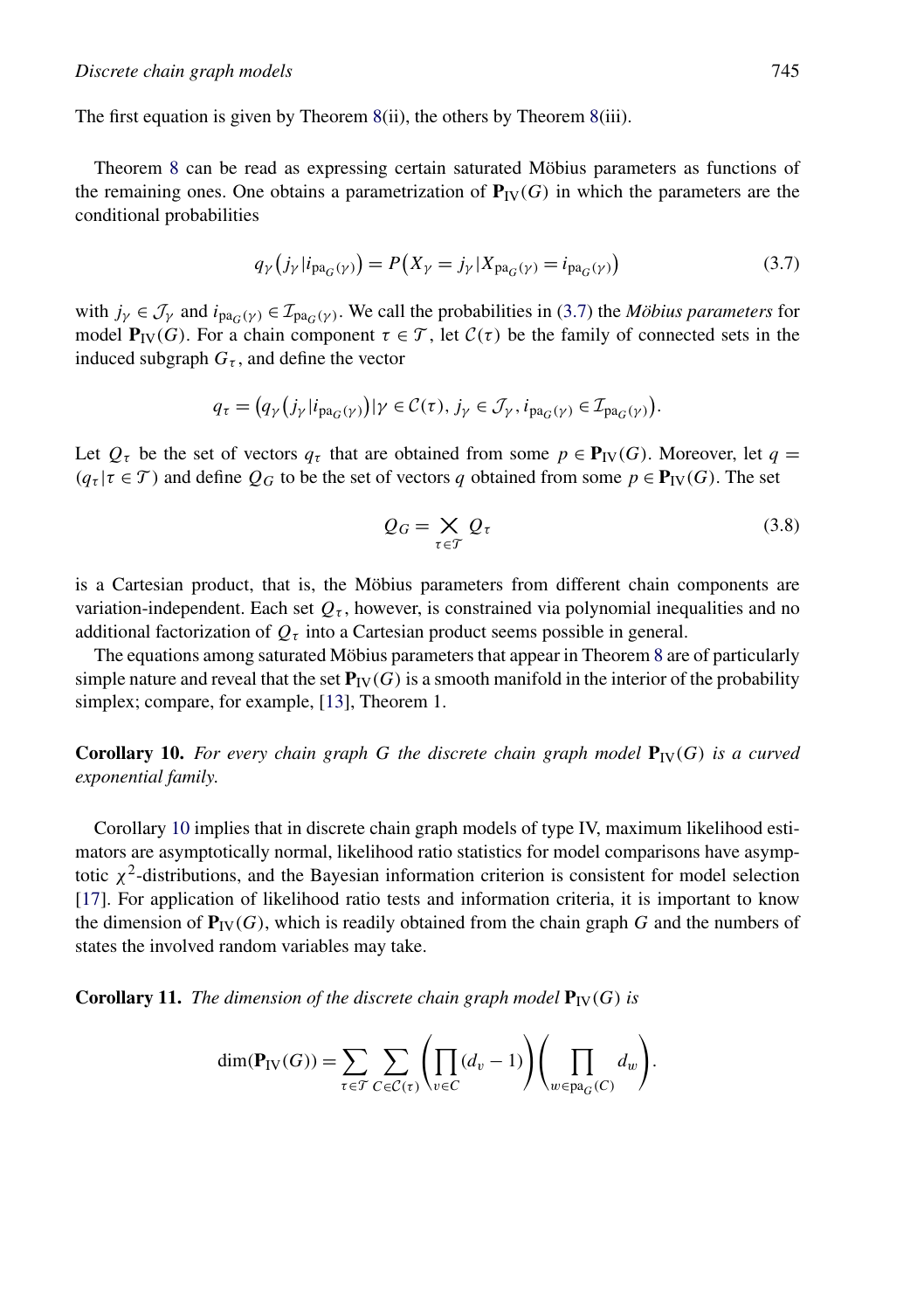The first equation is given by Theorem 8(ii), the others by Theorem 8(iii).

Theorem 8 can be read as expressing certain saturated Möbius parameters as functions of the remaining ones. One obtains a parametrization of $\mathbf{P}_{\mathrm{IV}}(G)$ in which the parameters are the conditional probabilities

$$q_\gamma\big(j_\gamma|i_{\mathrm{pa}_G(\gamma)}\big) = P\big(X_\gamma = j_\gamma|X_{\mathrm{pa}_G(\gamma)} = i_{\mathrm{pa}_G(\gamma)}\big) \tag{3.7}$$

with $j_\gamma \in \mathcal{J}_\gamma$ and $i_{\mathrm{pa}_G(\gamma)} \in \mathcal{I}_{\mathrm{pa}_G(\gamma)}$. We call the probabilities in (3.7) the *Möbius parameters* for model $\mathbf{P}_{\mathrm{IV}}(G)$. For a chain component $\tau \in \mathcal{T}$, let $\mathcal{C}(\tau)$ be the family of connected sets in the induced subgraph $G_\tau$, and define the vector

$$q_\tau = \big(q_\gamma\big(j_\gamma|i_{\mathrm{pa}_G(\gamma)}\big)|\gamma \in \mathcal{C}(\tau), j_\gamma \in \mathcal{J}_\gamma, i_{\mathrm{pa}_G(\gamma)} \in \mathcal{I}_{\mathrm{pa}_G(\gamma)}\big).$$

Let $Q_\tau$ be the set of vectors $q_\tau$ that are obtained from some $p \in \mathbf{P}_{\mathrm{IV}}(G)$. Moreover, let $q = (q_\tau|\tau \in \mathcal{T})$ and define $Q_G$ to be the set of vectors $q$ obtained from some $p \in \mathbf{P}_{\mathrm{IV}}(G)$. The set

$$Q_G = \bigtimes_{\tau \in \mathcal{T}} Q_\tau \tag{3.8}$$

is a Cartesian product, that is, the Möbius parameters from different chain components are variation-independent. Each set $Q_\tau$, however, is constrained via polynomial inequalities and no additional factorization of $Q_\tau$ into a Cartesian product seems possible in general.

The equations among saturated Möbius parameters that appear in Theorem 8 are of particularly simple nature and reveal that the set $\mathbf{P}_{\mathrm{IV}}(G)$ is a smooth manifold in the interior of the probability simplex; compare, for example, [13], Theorem 1.

**Corollary 10.** *For every chain graph $G$ the discrete chain graph model $\mathbf{P}_{\mathrm{IV}}(G)$ is a curved exponential family.*

Corollary 10 implies that in discrete chain graph models of type IV, maximum likelihood estimators are asymptotically normal, likelihood ratio statistics for model comparisons have asymptotic $\chi^2$-distributions, and the Bayesian information criterion is consistent for model selection [17]. For application of likelihood ratio tests and information criteria, it is important to know the dimension of $\mathbf{P}_{\mathrm{IV}}(G)$, which is readily obtained from the chain graph $G$ and the numbers of states the involved random variables may take.

**Corollary 11.** *The dimension of the discrete chain graph model $\mathbf{P}_{\mathrm{IV}}(G)$ is*

$$\dim(\mathbf{P}_{\mathrm{IV}}(G)) = \sum_{\tau \in \mathcal{T}} \sum_{C \in \mathcal{C}(\tau)} \left(\prod_{v \in C} (d_v - 1)\right)\left(\prod_{w \in \mathrm{pa}_G(C)} d_w\right).$$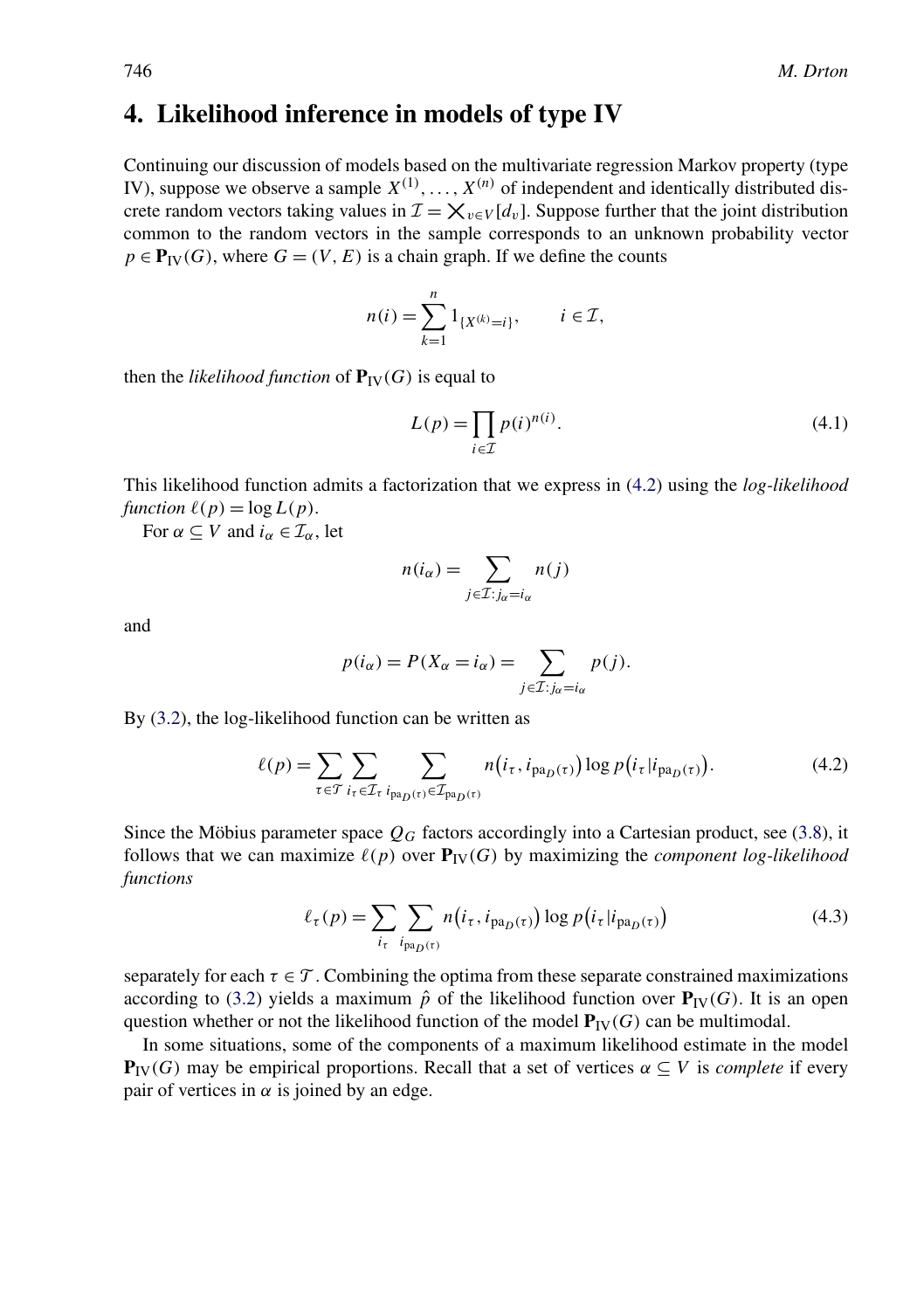## 4. Likelihood inference in models of type IV

Continuing our discussion of models based on the multivariate regression Markov property (type IV), suppose we observe a sample $X^{(1)}, \dots, X^{(n)}$ of independent and identically distributed discrete random vectors taking values in $\mathcal{I} = \times_{v \in V} [d_v]$. Suppose further that the joint distribution common to the random vectors in the sample corresponds to an unknown probability vector $p \in \mathbf{P}_{\mathrm{IV}}(G)$, where $G = (V, E)$ is a chain graph. If we define the counts

$$n(i) = \sum_{k=1}^{n} 1_{\{X^{(k)} = i\}}, \qquad i \in \mathcal{I},$$

then the *likelihood function* of $\mathbf{P}_{\mathrm{IV}}(G)$ is equal to

$$L(p) = \prod_{i \in \mathcal{I}} p(i)^{n(i)}. \tag{4.1}$$

This likelihood function admits a factorization that we express in (4.2) using the *log-likelihood function* $\ell(p) = \log L(p)$.

For $\alpha \subseteq V$ and $i_\alpha \in \mathcal{I}_\alpha$, let

$$n(i_\alpha) = \sum_{j \in \mathcal{I}: j_\alpha = i_\alpha} n(j)$$

and

$$p(i_\alpha) = P(X_\alpha = i_\alpha) = \sum_{j \in \mathcal{I}: j_\alpha = i_\alpha} p(j).$$

By (3.2), the log-likelihood function can be written as

$$\ell(p) = \sum_{\tau \in \mathcal{T}} \sum_{i_\tau \in \mathcal{I}_\tau} \sum_{i_{\mathrm{pa}_D(\tau)} \in \mathcal{I}_{\mathrm{pa}_D(\tau)}} n\big(i_\tau, i_{\mathrm{pa}_D(\tau)}\big) \log p\big(i_\tau | i_{\mathrm{pa}_D(\tau)}\big). \tag{4.2}$$

Since the Möbius parameter space $Q_G$ factors accordingly into a Cartesian product, see (3.8), it follows that we can maximize $\ell(p)$ over $\mathbf{P}_{\mathrm{IV}}(G)$ by maximizing the *component log-likelihood functions*

$$\ell_\tau(p) = \sum_{i_\tau} \sum_{i_{\mathrm{pa}_D(\tau)}} n\big(i_\tau, i_{\mathrm{pa}_D(\tau)}\big) \log p\big(i_\tau | i_{\mathrm{pa}_D(\tau)}\big) \tag{4.3}$$

separately for each $\tau \in \mathcal{T}$. Combining the optima from these separate constrained maximizations according to (3.2) yields a maximum $\hat{p}$ of the likelihood function over $\mathbf{P}_{\mathrm{IV}}(G)$. It is an open question whether or not the likelihood function of the model $\mathbf{P}_{\mathrm{IV}}(G)$ can be multimodal.

In some situations, some of the components of a maximum likelihood estimate in the model $\mathbf{P}_{\mathrm{IV}}(G)$ may be empirical proportions. Recall that a set of vertices $\alpha \subseteq V$ is *complete* if every pair of vertices in $\alpha$ is joined by an edge.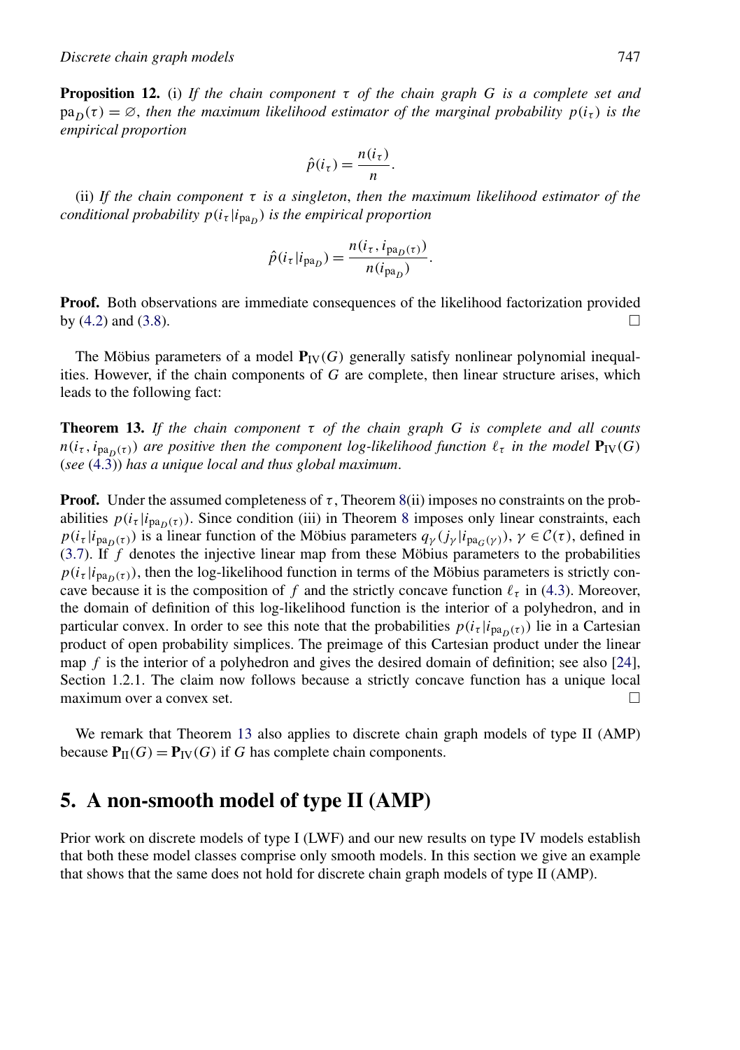**Proposition 12.** (i) *If the chain component $\tau$ of the chain graph $G$ is a complete set and $\mathrm{pa}_D(\tau) = \varnothing$, then the maximum likelihood estimator of the marginal probability $p(i_\tau)$ is the empirical proportion*

$$\hat{p}(i_\tau) = \frac{n(i_\tau)}{n}.$$

(ii) *If the chain component $\tau$ is a singleton, then the maximum likelihood estimator of the conditional probability $p(i_\tau | i_{\mathrm{pa}_D})$ is the empirical proportion*

$$\hat{p}(i_\tau | i_{\mathrm{pa}_D}) = \frac{n(i_\tau, i_{\mathrm{pa}_D(\tau)})}{n(i_{\mathrm{pa}_D})}.$$

**Proof.** Both observations are immediate consequences of the likelihood factorization provided by (4.2) and (3.8). □

The Möbius parameters of a model $\mathbf{P}_{\mathrm{IV}}(G)$ generally satisfy nonlinear polynomial inequalities. However, if the chain components of $G$ are complete, then linear structure arises, which leads to the following fact:

**Theorem 13.** *If the chain component $\tau$ of the chain graph $G$ is complete and all counts $n(i_\tau, i_{\mathrm{pa}_D(\tau)})$ are positive then the component log-likelihood function $\ell_\tau$ in the model $\mathbf{P}_{\mathrm{IV}}(G)$ (see (4.3)) has a unique local and thus global maximum.*

**Proof.** Under the assumed completeness of $\tau$, Theorem 8(ii) imposes no constraints on the probabilities $p(i_\tau | i_{\mathrm{pa}_D(\tau)})$. Since condition (iii) in Theorem 8 imposes only linear constraints, each $p(i_\tau | i_{\mathrm{pa}_D(\tau)})$ is a linear function of the Möbius parameters $q_\gamma(j_\gamma | i_{\mathrm{pa}_G(\gamma)})$, $\gamma \in \mathcal{C}(\tau)$, defined in (3.7). If $f$ denotes the injective linear map from these Möbius parameters to the probabilities $p(i_\tau | i_{\mathrm{pa}_D(\tau)})$, then the log-likelihood function in terms of the Möbius parameters is strictly concave because it is the composition of $f$ and the strictly concave function $\ell_\tau$ in (4.3). Moreover, the domain of definition of this log-likelihood function is the interior of a polyhedron, and in particular convex. In order to see this note that the probabilities $p(i_\tau | i_{\mathrm{pa}_D(\tau)})$ lie in a Cartesian product of open probability simplices. The preimage of this Cartesian product under the linear map $f$ is the interior of a polyhedron and gives the desired domain of definition; see also [24], Section 1.2.1. The claim now follows because a strictly concave function has a unique local maximum over a convex set. □

We remark that Theorem 13 also applies to discrete chain graph models of type II (AMP) because $\mathbf{P}_{\mathrm{II}}(G) = \mathbf{P}_{\mathrm{IV}}(G)$ if $G$ has complete chain components.

## 5. A non-smooth model of type II (AMP)

Prior work on discrete models of type I (LWF) and our new results on type IV models establish that both these model classes comprise only smooth models. In this section we give an example that shows that the same does not hold for discrete chain graph models of type II (AMP).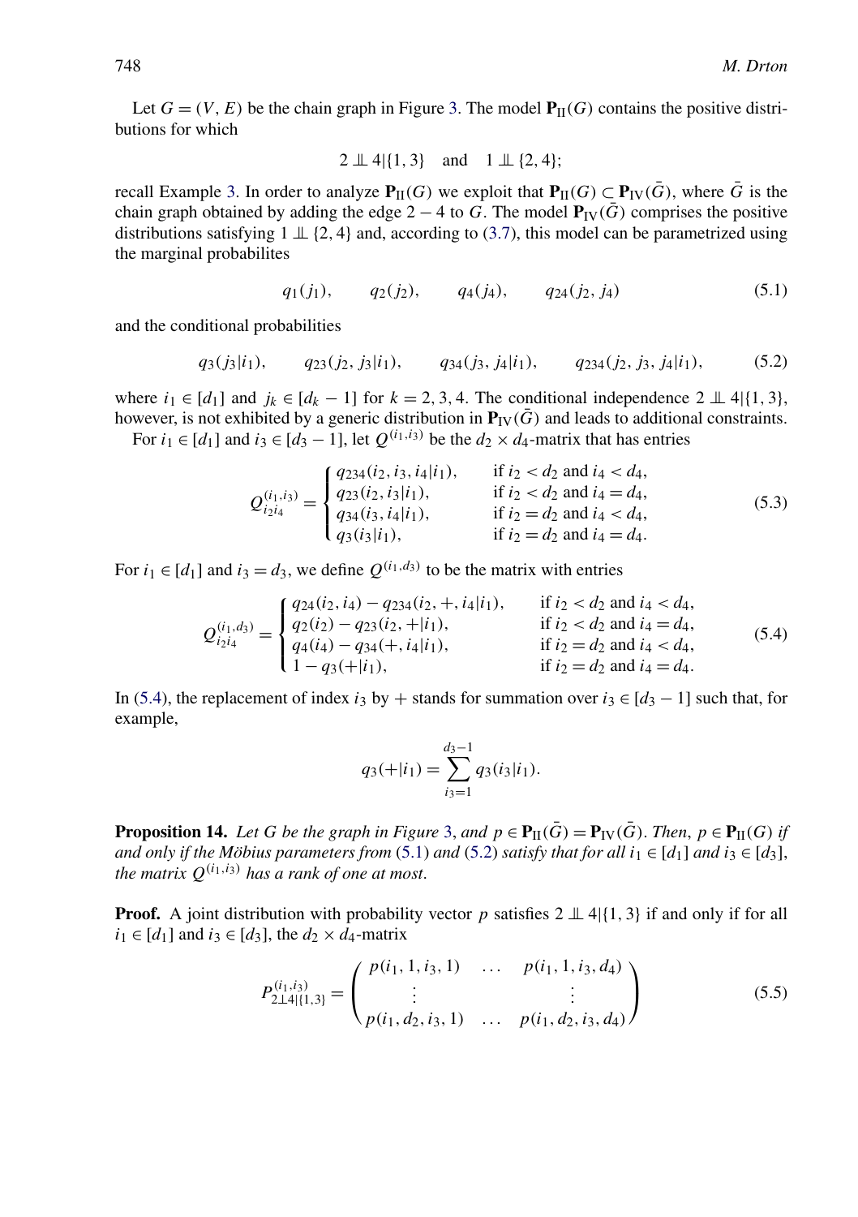Let $G = (V, E)$ be the chain graph in Figure 3. The model $\mathbf{P}_{\text{II}}(G)$ contains the positive distributions for which

$$2 \perp\!\!\!\perp 4 | \{1, 3\} \quad \text{and} \quad 1 \perp\!\!\!\perp \{2, 4\};$$

recall Example 3. In order to analyze $\mathbf{P}_{\text{II}}(G)$ we exploit that $\mathbf{P}_{\text{II}}(G) \subset \mathbf{P}_{\text{IV}}(\bar{G})$, where $\bar{G}$ is the chain graph obtained by adding the edge $2 - 4$ to $G$. The model $\mathbf{P}_{\text{IV}}(\bar{G})$ comprises the positive distributions satisfying $1 \perp\!\!\!\perp \{2, 4\}$ and, according to (3.7), this model can be parametrized using the marginal probabilites

$$q_1(j_1), \qquad q_2(j_2), \qquad q_4(j_4), \qquad q_{24}(j_2, j_4) \tag{5.1}$$

and the conditional probabilities

$$q_3(j_3|i_1), \qquad q_{23}(j_2, j_3|i_1), \qquad q_{34}(j_3, j_4|i_1), \qquad q_{234}(j_2, j_3, j_4|i_1), \tag{5.2}$$

where $i_1 \in [d_1]$ and $j_k \in [d_k - 1]$ for $k = 2, 3, 4$. The conditional independence $2 \perp\!\!\!\perp 4|\{1, 3\}$, however, is not exhibited by a generic distribution in $\mathbf{P}_{\text{IV}}(\bar{G})$ and leads to additional constraints.

For $i_1 \in [d_1]$ and $i_3 \in [d_3 - 1]$, let $Q^{(i_1,i_3)}$ be the $d_2 \times d_4$-matrix that has entries

$$Q^{(i_1,i_3)}_{i_2 i_4} = \begin{cases} q_{234}(i_2, i_3, i_4|i_1), & \text{if } i_2 < d_2 \text{ and } i_4 < d_4, \\ q_{23}(i_2, i_3|i_1), & \text{if } i_2 < d_2 \text{ and } i_4 = d_4, \\ q_{34}(i_3, i_4|i_1), & \text{if } i_2 = d_2 \text{ and } i_4 < d_4, \\ q_3(i_3|i_1), & \text{if } i_2 = d_2 \text{ and } i_4 = d_4. \end{cases} \tag{5.3}$$

For $i_1 \in [d_1]$ and $i_3 = d_3$, we define $Q^{(i_1,d_3)}$ to be the matrix with entries

$$Q^{(i_1,d_3)}_{i_2 i_4} = \begin{cases} q_{24}(i_2, i_4) - q_{234}(i_2, +, i_4|i_1), & \text{if } i_2 < d_2 \text{ and } i_4 < d_4, \\ q_2(i_2) - q_{23}(i_2, +|i_1), & \text{if } i_2 < d_2 \text{ and } i_4 = d_4, \\ q_4(i_4) - q_{34}(+, i_4|i_1), & \text{if } i_2 = d_2 \text{ and } i_4 < d_4, \\ 1 - q_3(+|i_1), & \text{if } i_2 = d_2 \text{ and } i_4 = d_4. \end{cases} \tag{5.4}$$

In (5.4), the replacement of index $i_3$ by $+$ stands for summation over $i_3 \in [d_3 - 1]$ such that, for example,

$$q_3(+|i_1) = \sum_{i_3=1}^{d_3-1} q_3(i_3|i_1).$$

**Proposition 14.** *Let $G$ be the graph in Figure 3, and $p \in \mathbf{P}_{\text{II}}(\bar{G}) = \mathbf{P}_{\text{IV}}(\bar{G})$. Then, $p \in \mathbf{P}_{\text{II}}(G)$ if and only if the Möbius parameters from (5.1) and (5.2) satisfy that for all $i_1 \in [d_1]$ and $i_3 \in [d_3]$, the matrix $Q^{(i_1,i_3)}$ has a rank of one at most.*

**Proof.** A joint distribution with probability vector $p$ satisfies $2 \perp\!\!\!\perp 4|\{1, 3\}$ if and only if for all $i_1 \in [d_1]$ and $i_3 \in [d_3]$, the $d_2 \times d_4$-matrix

$$P^{(i_1,i_3)}_{2 \perp\!\!\!\perp 4|\{1,3\}} = \begin{pmatrix} p(i_1, 1, i_3, 1) & \dots & p(i_1, 1, i_3, d_4) \\ \vdots & & \vdots \\ p(i_1, d_2, i_3, 1) & \dots & p(i_1, d_2, i_3, d_4) \end{pmatrix} \tag{5.5}$$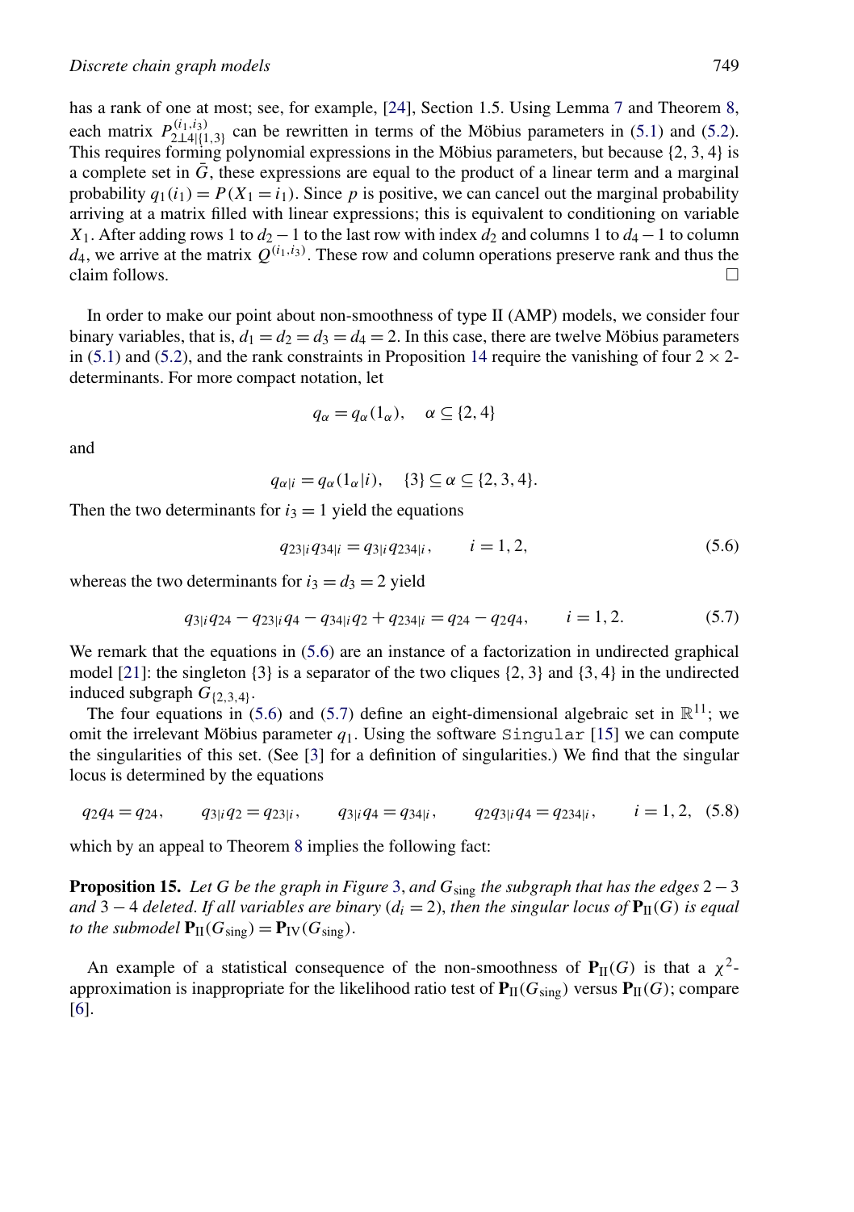has a rank of one at most; see, for example, [24], Section 1.5. Using Lemma 7 and Theorem 8, each matrix $P^{(i_1,i_3)}_{2\perp 4|\{1,3\}}$ can be rewritten in terms of the Möbius parameters in (5.1) and (5.2). This requires forming polynomial expressions in the Möbius parameters, but because $\{2, 3, 4\}$ is a complete set in $\bar{G}$, these expressions are equal to the product of a linear term and a marginal probability $q_1(i_1) = P(X_1 = i_1)$. Since $p$ is positive, we can cancel out the marginal probability arriving at a matrix filled with linear expressions; this is equivalent to conditioning on variable $X_1$. After adding rows 1 to $d_2 - 1$ to the last row with index $d_2$ and columns 1 to $d_4 - 1$ to column $d_4$, we arrive at the matrix $Q^{(i_1,i_3)}$. These row and column operations preserve rank and thus the claim follows. □

In order to make our point about non-smoothness of type II (AMP) models, we consider four binary variables, that is, $d_1 = d_2 = d_3 = d_4 = 2$. In this case, there are twelve Möbius parameters in (5.1) and (5.2), and the rank constraints in Proposition 14 require the vanishing of four $2 \times 2$-determinants. For more compact notation, let

$$q_\alpha = q_\alpha(1_\alpha), \quad \alpha \subseteq \{2, 4\}$$

and

$$q_{\alpha|i} = q_\alpha(1_\alpha|i), \quad \{3\} \subseteq \alpha \subseteq \{2, 3, 4\}.$$

Then the two determinants for $i_3 = 1$ yield the equations

$$q_{23|i}q_{34|i} = q_{3|i}q_{234|i}, \qquad i = 1, 2, \tag{5.6}$$

whereas the two determinants for $i_3 = d_3 = 2$ yield

$$q_{3|i}q_{24} - q_{23|i}q_4 - q_{34|i}q_2 + q_{234|i} = q_{24} - q_2q_4, \qquad i = 1, 2. \tag{5.7}$$

We remark that the equations in (5.6) are an instance of a factorization in undirected graphical model [21]: the singleton $\{3\}$ is a separator of the two cliques $\{2, 3\}$ and $\{3, 4\}$ in the undirected induced subgraph $G_{\{2,3,4\}}$.

The four equations in (5.6) and (5.7) define an eight-dimensional algebraic set in $\mathbb{R}^{11}$; we omit the irrelevant Möbius parameter $q_1$. Using the software `Singular` [15] we can compute the singularities of this set. (See [3] for a definition of singularities.) We find that the singular locus is determined by the equations

$$q_2q_4 = q_{24}, \qquad q_{3|i}q_2 = q_{23|i}, \qquad q_{3|i}q_4 = q_{34|i}, \qquad q_2q_{3|i}q_4 = q_{234|i}, \qquad i = 1, 2, \tag{5.8}$$

which by an appeal to Theorem 8 implies the following fact:

**Proposition 15.** *Let $G$ be the graph in Figure 3, and $G_{\text{sing}}$ the subgraph that has the edges $2 - 3$ and $3 - 4$ deleted. If all variables are binary ($d_i = 2$), then the singular locus of $\mathbf{P}_{\text{II}}(G)$ is equal to the submodel $\mathbf{P}_{\text{II}}(G_{\text{sing}}) = \mathbf{P}_{\text{IV}}(G_{\text{sing}})$.*

An example of a statistical consequence of the non-smoothness of $\mathbf{P}_{\text{II}}(G)$ is that a $\chi^2$-approximation is inappropriate for the likelihood ratio test of $\mathbf{P}_{\text{II}}(G_{\text{sing}})$ versus $\mathbf{P}_{\text{II}}(G)$; compare [6].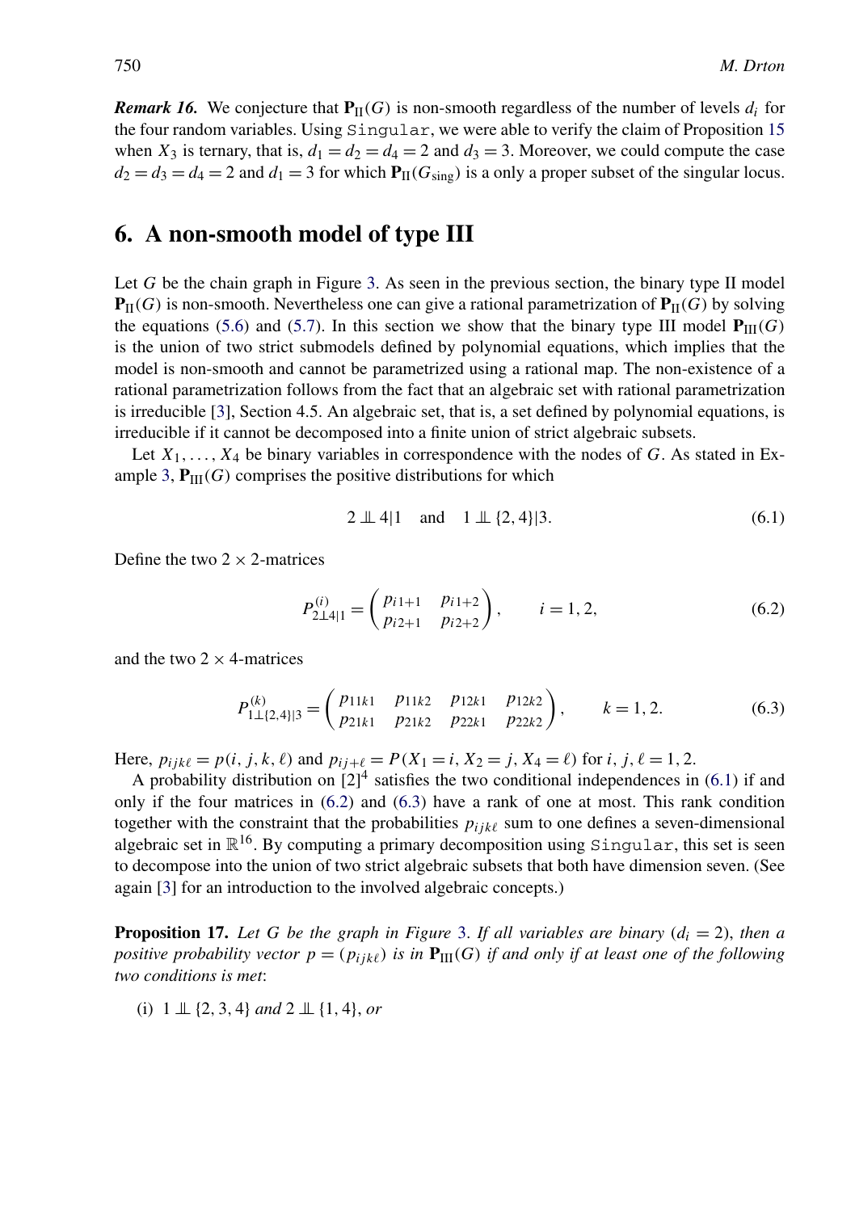***Remark 16.*** We conjecture that $\mathbf{P}_{\mathrm{II}}(G)$ is non-smooth regardless of the number of levels $d_i$ for the four random variables. Using `Singular`, we were able to verify the claim of Proposition 15 when $X_3$ is ternary, that is, $d_1 = d_2 = d_4 = 2$ and $d_3 = 3$. Moreover, we could compute the case $d_2 = d_3 = d_4 = 2$ and $d_1 = 3$ for which $\mathbf{P}_{\mathrm{II}}(G_{\mathrm{sing}})$ is a only a proper subset of the singular locus.

## 6. A non-smooth model of type III

Let $G$ be the chain graph in Figure 3. As seen in the previous section, the binary type II model $\mathbf{P}_{\mathrm{II}}(G)$ is non-smooth. Nevertheless one can give a rational parametrization of $\mathbf{P}_{\mathrm{II}}(G)$ by solving the equations (5.6) and (5.7). In this section we show that the binary type III model $\mathbf{P}_{\mathrm{III}}(G)$ is the union of two strict submodels defined by polynomial equations, which implies that the model is non-smooth and cannot be parametrized using a rational map. The non-existence of a rational parametrization follows from the fact that an algebraic set with rational parametrization is irreducible [3], Section 4.5. An algebraic set, that is, a set defined by polynomial equations, is irreducible if it cannot be decomposed into a finite union of strict algebraic subsets.

Let $X_1, \ldots, X_4$ be binary variables in correspondence with the nodes of $G$. As stated in Example 3, $\mathbf{P}_{\mathrm{III}}(G)$ comprises the positive distributions for which

$$2 \perp\!\!\!\perp 4|1 \quad \text{and} \quad 1 \perp\!\!\!\perp \{2,4\}|3. \tag{6.1}$$

Define the two $2 \times 2$-matrices

$$P^{(i)}_{2\perp\!\!\!\perp 4|1} = \begin{pmatrix} p_{i1+1} & p_{i1+2} \\ p_{i2+1} & p_{i2+2} \end{pmatrix}, \qquad i = 1, 2, \tag{6.2}$$

and the two $2 \times 4$-matrices

$$P^{(k)}_{1\perp\!\!\!\perp\{2,4\}|3} = \begin{pmatrix} p_{11k1} & p_{11k2} & p_{12k1} & p_{12k2} \\ p_{21k1} & p_{21k2} & p_{22k1} & p_{22k2} \end{pmatrix}, \qquad k = 1, 2. \tag{6.3}$$

Here, $p_{ijk\ell} = p(i, j, k, \ell)$ and $p_{ij+\ell} = P(X_1 = i, X_2 = j, X_4 = \ell)$ for $i, j, \ell = 1, 2$.

A probability distribution on $[2]^4$ satisfies the two conditional independences in (6.1) if and only if the four matrices in (6.2) and (6.3) have a rank of one at most. This rank condition together with the constraint that the probabilities $p_{ijk\ell}$ sum to one defines a seven-dimensional algebraic set in $\mathbb{R}^{16}$. By computing a primary decomposition using `Singular`, this set is seen to decompose into the union of two strict algebraic subsets that both have dimension seven. (See again [3] for an introduction to the involved algebraic concepts.)

**Proposition 17.** *Let $G$ be the graph in Figure 3. If all variables are binary ($d_i = 2$), then a positive probability vector $p = (p_{ijk\ell})$ is in $\mathbf{P}_{\mathrm{III}}(G)$ if and only if at least one of the following two conditions is met*:

(i) $1 \perp\!\!\!\perp \{2,3,4\}$ *and* $2 \perp\!\!\!\perp \{1,4\}$, *or*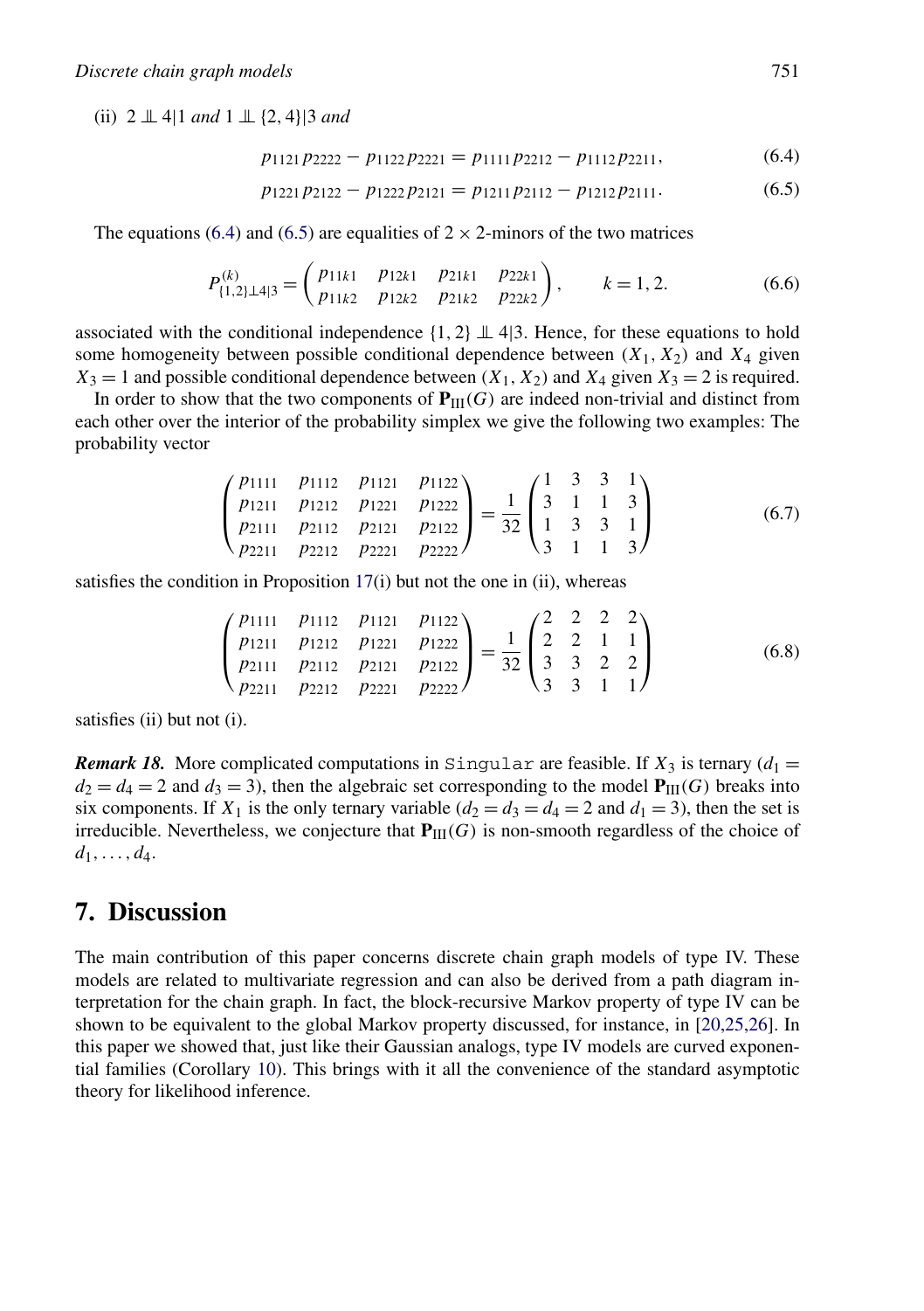(ii) $2 \perp\!\!\!\perp 4|1$ *and* $1 \perp\!\!\!\perp \{2,4\}|3$ *and*

$$p_{1121}p_{2222} - p_{1122}p_{2221} = p_{1111}p_{2212} - p_{1112}p_{2211}, \tag{6.4}$$

$$p_{1221}p_{2122} - p_{1222}p_{2121} = p_{1211}p_{2112} - p_{1212}p_{2111}. \tag{6.5}$$

The equations (6.4) and (6.5) are equalities of $2 \times 2$-minors of the two matrices

$$P^{(k)}_{\{1,2\}\perp\!\!\!\perp 4|3} = \begin{pmatrix} p_{11k1} & p_{12k1} & p_{21k1} & p_{22k1} \\ p_{11k2} & p_{12k2} & p_{21k2} & p_{22k2} \end{pmatrix}, \qquad k = 1, 2. \tag{6.6}$$

associated with the conditional independence $\{1,2\} \perp\!\!\!\perp 4|3$. Hence, for these equations to hold some homogeneity between possible conditional dependence between $(X_1, X_2)$ and $X_4$ given $X_3 = 1$ and possible conditional dependence between $(X_1, X_2)$ and $X_4$ given $X_3 = 2$ is required.

In order to show that the two components of $\mathbf{P}_{\mathrm{III}}(G)$ are indeed non-trivial and distinct from each other over the interior of the probability simplex we give the following two examples: The probability vector

$$\begin{pmatrix} p_{1111} & p_{1112} & p_{1121} & p_{1122} \\ p_{1211} & p_{1212} & p_{1221} & p_{1222} \\ p_{2111} & p_{2112} & p_{2121} & p_{2122} \\ p_{2211} & p_{2212} & p_{2221} & p_{2222} \end{pmatrix} = \frac{1}{32}\begin{pmatrix} 1 & 3 & 3 & 1 \\ 3 & 1 & 1 & 3 \\ 1 & 3 & 3 & 1 \\ 3 & 1 & 1 & 3 \end{pmatrix} \tag{6.7}$$

satisfies the condition in Proposition 17(i) but not the one in (ii), whereas

$$\begin{pmatrix} p_{1111} & p_{1112} & p_{1121} & p_{1122} \\ p_{1211} & p_{1212} & p_{1221} & p_{1222} \\ p_{2111} & p_{2112} & p_{2121} & p_{2122} \\ p_{2211} & p_{2212} & p_{2221} & p_{2222} \end{pmatrix} = \frac{1}{32}\begin{pmatrix} 2 & 2 & 2 & 2 \\ 2 & 2 & 1 & 1 \\ 3 & 3 & 2 & 2 \\ 3 & 3 & 1 & 1 \end{pmatrix} \tag{6.8}$$

satisfies (ii) but not (i).

***Remark 18.*** More complicated computations in `Singular` are feasible. If $X_3$ is ternary ($d_1 = d_2 = d_4 = 2$ and $d_3 = 3$), then the algebraic set corresponding to the model $\mathbf{P}_{\mathrm{III}}(G)$ breaks into six components. If $X_1$ is the only ternary variable ($d_2 = d_3 = d_4 = 2$ and $d_1 = 3$), then the set is irreducible. Nevertheless, we conjecture that $\mathbf{P}_{\mathrm{III}}(G)$ is non-smooth regardless of the choice of $d_1, \ldots, d_4$.

## 7. Discussion

The main contribution of this paper concerns discrete chain graph models of type IV. These models are related to multivariate regression and can also be derived from a path diagram interpretation for the chain graph. In fact, the block-recursive Markov property of type IV can be shown to be equivalent to the global Markov property discussed, for instance, in [20,25,26]. In this paper we showed that, just like their Gaussian analogs, type IV models are curved exponential families (Corollary 10). This brings with it all the convenience of the standard asymptotic theory for likelihood inference.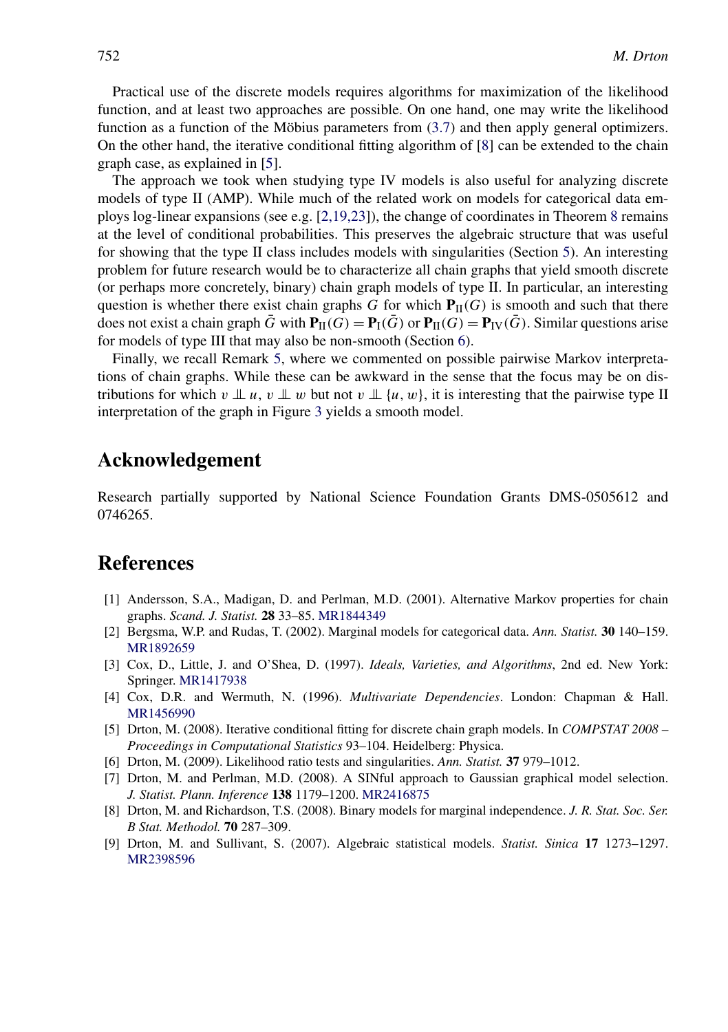Practical use of the discrete models requires algorithms for maximization of the likelihood function, and at least two approaches are possible. On one hand, one may write the likelihood function as a function of the Möbius parameters from (3.7) and then apply general optimizers. On the other hand, the iterative conditional fitting algorithm of [8] can be extended to the chain graph case, as explained in [5].

The approach we took when studying type IV models is also useful for analyzing discrete models of type II (AMP). While much of the related work on models for categorical data employs log-linear expansions (see e.g. [2,19,23]), the change of coordinates in Theorem 8 remains at the level of conditional probabilities. This preserves the algebraic structure that was useful for showing that the type II class includes models with singularities (Section 5). An interesting problem for future research would be to characterize all chain graphs that yield smooth discrete (or perhaps more concretely, binary) chain graph models of type II. In particular, an interesting question is whether there exist chain graphs $G$ for which $\mathbf{P}_{\mathrm{II}}(G)$ is smooth and such that there does not exist a chain graph $\bar{G}$ with $\mathbf{P}_{\mathrm{II}}(G) = \mathbf{P}_{\mathrm{I}}(\bar{G})$ or $\mathbf{P}_{\mathrm{II}}(G) = \mathbf{P}_{\mathrm{IV}}(\bar{G})$. Similar questions arise for models of type III that may also be non-smooth (Section 6).

Finally, we recall Remark 5, where we commented on possible pairwise Markov interpretations of chain graphs. While these can be awkward in the sense that the focus may be on distributions for which $v \perp\!\!\!\perp u$, $v \perp\!\!\!\perp w$ but not $v \perp\!\!\!\perp \{u, w\}$, it is interesting that the pairwise type II interpretation of the graph in Figure 3 yields a smooth model.

## Acknowledgement

Research partially supported by National Science Foundation Grants DMS-0505612 and 0746265.

## References

[1] Andersson, S.A., Madigan, D. and Perlman, M.D. (2001). Alternative Markov properties for chain graphs. *Scand. J. Statist.* **28** 33–85. MR1844349

[2] Bergsma, W.P. and Rudas, T. (2002). Marginal models for categorical data. *Ann. Statist.* **30** 140–159. MR1892659

[3] Cox, D., Little, J. and O'Shea, D. (1997). *Ideals, Varieties, and Algorithms*, 2nd ed. New York: Springer. MR1417938

[4] Cox, D.R. and Wermuth, N. (1996). *Multivariate Dependencies*. London: Chapman & Hall. MR1456990

[5] Drton, M. (2008). Iterative conditional fitting for discrete chain graph models. In *COMPSTAT 2008 – Proceedings in Computational Statistics* 93–104. Heidelberg: Physica.

[6] Drton, M. (2009). Likelihood ratio tests and singularities. *Ann. Statist.* **37** 979–1012.

[7] Drton, M. and Perlman, M.D. (2008). A SINful approach to Gaussian graphical model selection. *J. Statist. Plann. Inference* **138** 1179–1200. MR2416875

[8] Drton, M. and Richardson, T.S. (2008). Binary models for marginal independence. *J. R. Stat. Soc. Ser. B Stat. Methodol.* **70** 287–309.

[9] Drton, M. and Sullivant, S. (2007). Algebraic statistical models. *Statist. Sinica* **17** 1273–1297. MR2398596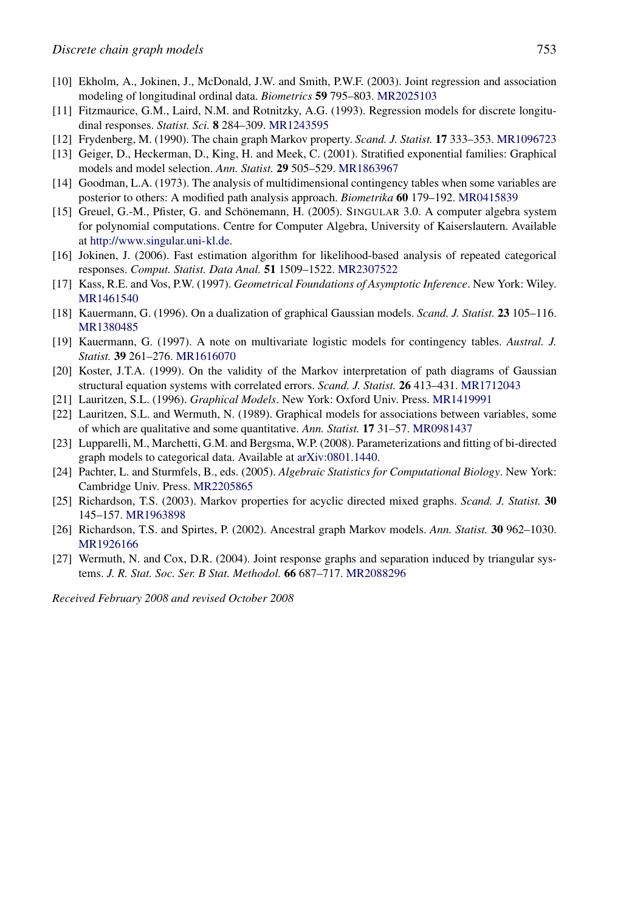[10] Ekholm, A., Jokinen, J., McDonald, J.W. and Smith, P.W.F. (2003). Joint regression and association modeling of longitudinal ordinal data. *Biometrics* **59** 795–803. MR2025103

[11] Fitzmaurice, G.M., Laird, N.M. and Rotnitzky, A.G. (1993). Regression models for discrete longitudinal responses. *Statist. Sci.* **8** 284–309. MR1243595

[12] Frydenberg, M. (1990). The chain graph Markov property. *Scand. J. Statist.* **17** 333–353. MR1096723

[13] Geiger, D., Heckerman, D., King, H. and Meek, C. (2001). Stratified exponential families: Graphical models and model selection. *Ann. Statist.* **29** 505–529. MR1863967

[14] Goodman, L.A. (1973). The analysis of multidimensional contingency tables when some variables are posterior to others: A modified path analysis approach. *Biometrika* **60** 179–192. MR0415839

[15] Greuel, G.-M., Pfister, G. and Schönemann, H. (2005). SINGULAR 3.0. A computer algebra system for polynomial computations. Centre for Computer Algebra, University of Kaiserslautern. Available at http://www.singular.uni-kl.de.

[16] Jokinen, J. (2006). Fast estimation algorithm for likelihood-based analysis of repeated categorical responses. *Comput. Statist. Data Anal.* **51** 1509–1522. MR2307522

[17] Kass, R.E. and Vos, P.W. (1997). *Geometrical Foundations of Asymptotic Inference*. New York: Wiley. MR1461540

[18] Kauermann, G. (1996). On a dualization of graphical Gaussian models. *Scand. J. Statist.* **23** 105–116. MR1380485

[19] Kauermann, G. (1997). A note on multivariate logistic models for contingency tables. *Austral. J. Statist.* **39** 261–276. MR1616070

[20] Koster, J.T.A. (1999). On the validity of the Markov interpretation of path diagrams of Gaussian structural equation systems with correlated errors. *Scand. J. Statist.* **26** 413–431. MR1712043

[21] Lauritzen, S.L. (1996). *Graphical Models*. New York: Oxford Univ. Press. MR1419991

[22] Lauritzen, S.L. and Wermuth, N. (1989). Graphical models for associations between variables, some of which are qualitative and some quantitative. *Ann. Statist.* **17** 31–57. MR0981437

[23] Lupparelli, M., Marchetti, G.M. and Bergsma, W.P. (2008). Parameterizations and fitting of bi-directed graph models to categorical data. Available at arXiv:0801.1440.

[24] Pachter, L. and Sturmfels, B., eds. (2005). *Algebraic Statistics for Computational Biology*. New York: Cambridge Univ. Press. MR2205865

[25] Richardson, T.S. (2003). Markov properties for acyclic directed mixed graphs. *Scand. J. Statist.* **30** 145–157. MR1963898

[26] Richardson, T.S. and Spirtes, P. (2002). Ancestral graph Markov models. *Ann. Statist.* **30** 962–1030. MR1926166

[27] Wermuth, N. and Cox, D.R. (2004). Joint response graphs and separation induced by triangular systems. *J. R. Stat. Soc. Ser. B Stat. Methodol.* **66** 687–717. MR2088296

*Received February 2008 and revised October 2008*